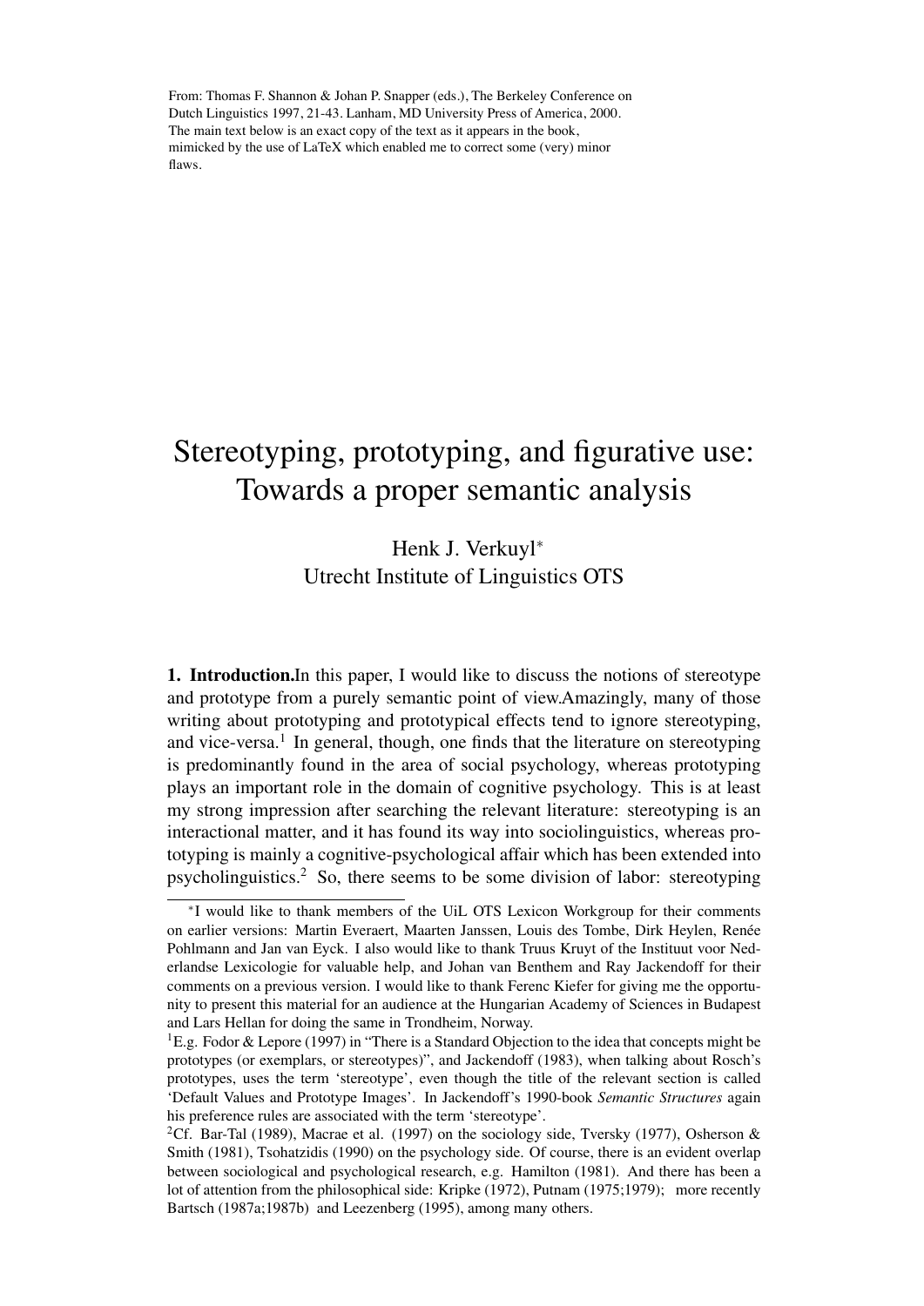From: Thomas F. Shannon & Johan P. Snapper (eds.), The Berkeley Conference on Dutch Linguistics 1997, 21-43. Lanham, MD University Press of America, 2000. The main text below is an exact copy of the text as it appears in the book, mimicked by the use of LaTeX which enabled me to correct some (very) minor flaws.

# Stereotyping, prototyping, and figurative use: Towards a proper semantic analysis

Henk J. Verkuyl[*]
Utrecht Institute of Linguistics OTS

**1. Introduction.**In this paper, I would like to discuss the notions of stereotype and prototype from a purely semantic point of view.Amazingly, many of those writing about prototyping and prototypical effects tend to ignore stereotyping, and vice-versa.[1] In general, though, one finds that the literature on stereotyping is predominantly found in the area of social psychology, whereas prototyping plays an important role in the domain of cognitive psychology. This is at least my strong impression after searching the relevant literature: stereotyping is an interactional matter, and it has found its way into sociolinguistics, whereas prototyping is mainly a cognitive-psychological affair which has been extended into psycholinguistics.[2] So, there seems to be some division of labor: stereotyping

---

[*]I would like to thank members of the UiL OTS Lexicon Workgroup for their comments on earlier versions: Martin Everaert, Maarten Janssen, Louis des Tombe, Dirk Heylen, Renée Pohlmann and Jan van Eyck. I also would like to thank Truus Kruyt of the Instituut voor Nederlandse Lexicologie for valuable help, and Johan van Benthem and Ray Jackendoff for their comments on a previous version. I would like to thank Ferenc Kiefer for giving me the opportunity to present this material for an audience at the Hungarian Academy of Sciences in Budapest and Lars Hellan for doing the same in Trondheim, Norway.

[1]E.g. Fodor & Lepore (1997) in "There is a Standard Objection to the idea that concepts might be prototypes (or exemplars, or stereotypes)", and Jackendoff (1983), when talking about Rosch's prototypes, uses the term 'stereotype', even though the title of the relevant section is called 'Default Values and Prototype Images'. In Jackendoff's 1990-book *Semantic Structures* again his preference rules are associated with the term 'stereotype'.

[2]Cf. Bar-Tal (1989), Macrae et al. (1997) on the sociology side, Tversky (1977), Osherson & Smith (1981), Tsohatzidis (1990) on the psychology side. Of course, there is an evident overlap between sociological and psychological research, e.g. Hamilton (1981). And there has been a lot of attention from the philosophical side: Kripke (1972), Putnam (1975;1979); more recently Bartsch (1987a;1987b) and Leezenberg (1995), among many others.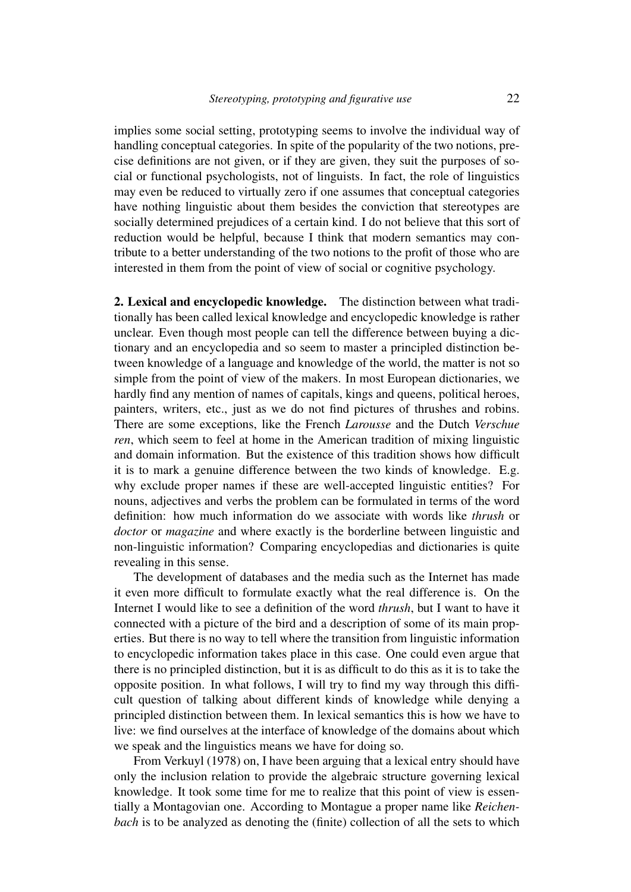implies some social setting, prototyping seems to involve the individual way of handling conceptual categories. In spite of the popularity of the two notions, precise definitions are not given, or if they are given, they suit the purposes of social or functional psychologists, not of linguists. In fact, the role of linguistics may even be reduced to virtually zero if one assumes that conceptual categories have nothing linguistic about them besides the conviction that stereotypes are socially determined prejudices of a certain kind. I do not believe that this sort of reduction would be helpful, because I think that modern semantics may contribute to a better understanding of the two notions to the profit of those who are interested in them from the point of view of social or cognitive psychology.

**2. Lexical and encyclopedic knowledge.** The distinction between what traditionally has been called lexical knowledge and encyclopedic knowledge is rather unclear. Even though most people can tell the difference between buying a dictionary and an encyclopedia and so seem to master a principled distinction between knowledge of a language and knowledge of the world, the matter is not so simple from the point of view of the makers. In most European dictionaries, we hardly find any mention of names of capitals, kings and queens, political heroes, painters, writers, etc., just as we do not find pictures of thrushes and robins. There are some exceptions, like the French *Larousse* and the Dutch *Verschueren*, which seem to feel at home in the American tradition of mixing linguistic and domain information. But the existence of this tradition shows how difficult it is to mark a genuine difference between the two kinds of knowledge. E.g. why exclude proper names if these are well-accepted linguistic entities? For nouns, adjectives and verbs the problem can be formulated in terms of the word definition: how much information do we associate with words like *thrush* or *doctor* or *magazine* and where exactly is the borderline between linguistic and non-linguistic information? Comparing encyclopedias and dictionaries is quite revealing in this sense.

The development of databases and the media such as the Internet has made it even more difficult to formulate exactly what the real difference is. On the Internet I would like to see a definition of the word *thrush*, but I want to have it connected with a picture of the bird and a description of some of its main properties. But there is no way to tell where the transition from linguistic information to encyclopedic information takes place in this case. One could even argue that there is no principled distinction, but it is as difficult to do this as it is to take the opposite position. In what follows, I will try to find my way through this difficult question of talking about different kinds of knowledge while denying a principled distinction between them. In lexical semantics this is how we have to live: we find ourselves at the interface of knowledge of the domains about which we speak and the linguistics means we have for doing so.

From Verkuyl (1978) on, I have been arguing that a lexical entry should have only the inclusion relation to provide the algebraic structure governing lexical knowledge. It took some time for me to realize that this point of view is essentially a Montagovian one. According to Montague a proper name like *Reichenbach* is to be analyzed as denoting the (finite) collection of all the sets to which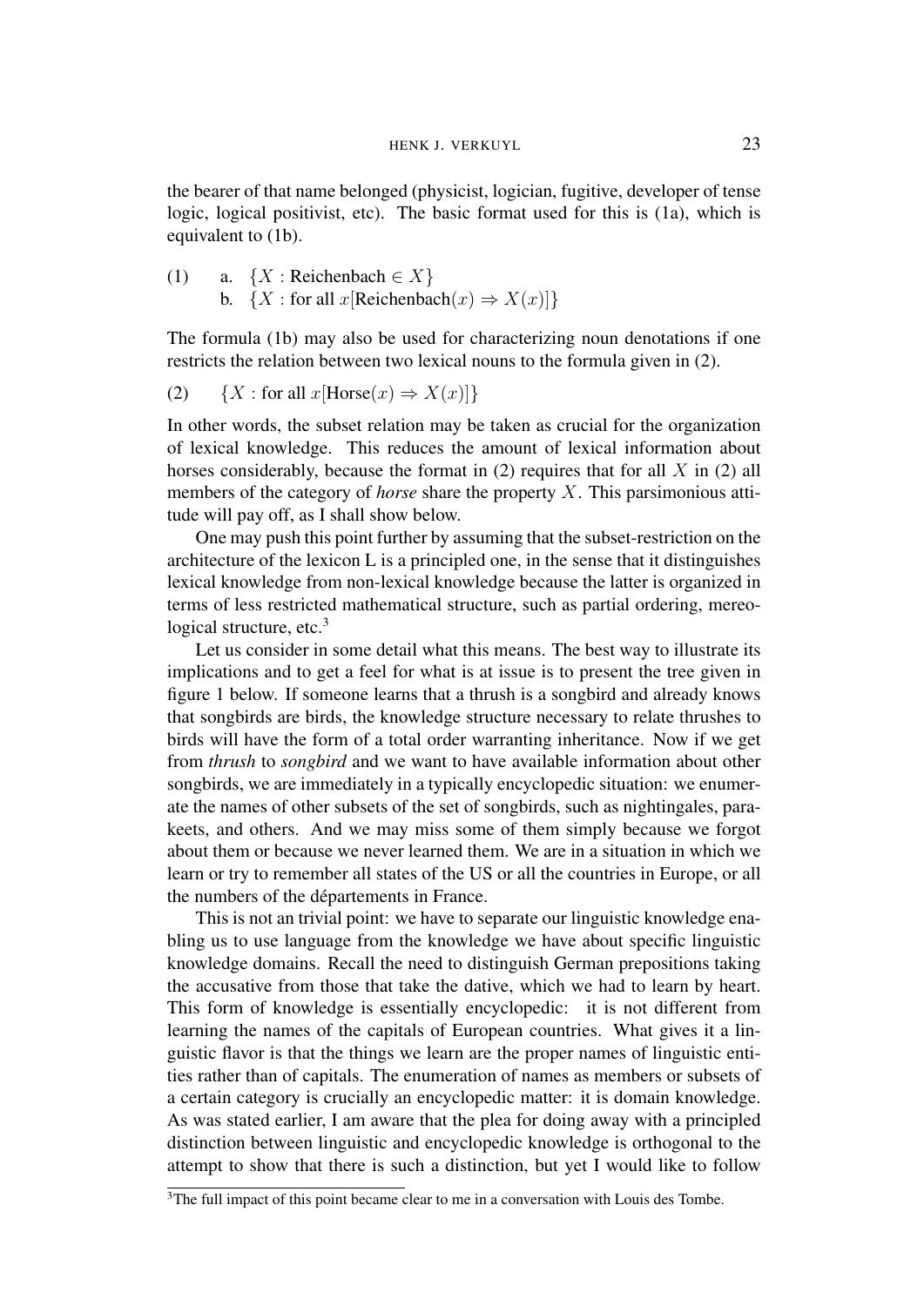the bearer of that name belonged (physicist, logician, fugitive, developer of tense logic, logical positivist, etc). The basic format used for this is (1a), which is equivalent to (1b).

(1) a. $\{X : \text{Reichenbach} \in X\}$
  b. $\{X : \text{for all } x[\text{Reichenbach}(x) \Rightarrow X(x)]\}$

The formula (1b) may also be used for characterizing noun denotations if one restricts the relation between two lexical nouns to the formula given in (2).

(2) $\{X : \text{for all } x[\text{Horse}(x) \Rightarrow X(x)]\}$

In other words, the subset relation may be taken as crucial for the organization of lexical knowledge. This reduces the amount of lexical information about horses considerably, because the format in (2) requires that for all $X$ in (2) all members of the category of *horse* share the property $X$. This parsimonious attitude will pay off, as I shall show below.

One may push this point further by assuming that the subset-restriction on the architecture of the lexicon L is a principled one, in the sense that it distinguishes lexical knowledge from non-lexical knowledge because the latter is organized in terms of less restricted mathematical structure, such as partial ordering, mereological structure, etc.[3]

Let us consider in some detail what this means. The best way to illustrate its implications and to get a feel for what is at issue is to present the tree given in figure 1 below. If someone learns that a thrush is a songbird and already knows that songbirds are birds, the knowledge structure necessary to relate thrushes to birds will have the form of a total order warranting inheritance. Now if we get from *thrush* to *songbird* and we want to have available information about other songbirds, we are immediately in a typically encyclopedic situation: we enumerate the names of other subsets of the set of songbirds, such as nightingales, parakeets, and others. And we may miss some of them simply because we forgot about them or because we never learned them. We are in a situation in which we learn or try to remember all states of the US or all the countries in Europe, or all the numbers of the départements in France.

This is not an trivial point: we have to separate our linguistic knowledge enabling us to use language from the knowledge we have about specific linguistic knowledge domains. Recall the need to distinguish German prepositions taking the accusative from those that take the dative, which we had to learn by heart. This form of knowledge is essentially encyclopedic: it is not different from learning the names of the capitals of European countries. What gives it a linguistic flavor is that the things we learn are the proper names of linguistic entities rather than of capitals. The enumeration of names as members or subsets of a certain category is crucially an encyclopedic matter: it is domain knowledge. As was stated earlier, I am aware that the plea for doing away with a principled distinction between linguistic and encyclopedic knowledge is orthogonal to the attempt to show that there is such a distinction, but yet I would like to follow

[3] The full impact of this point became clear to me in a conversation with Louis des Tombe.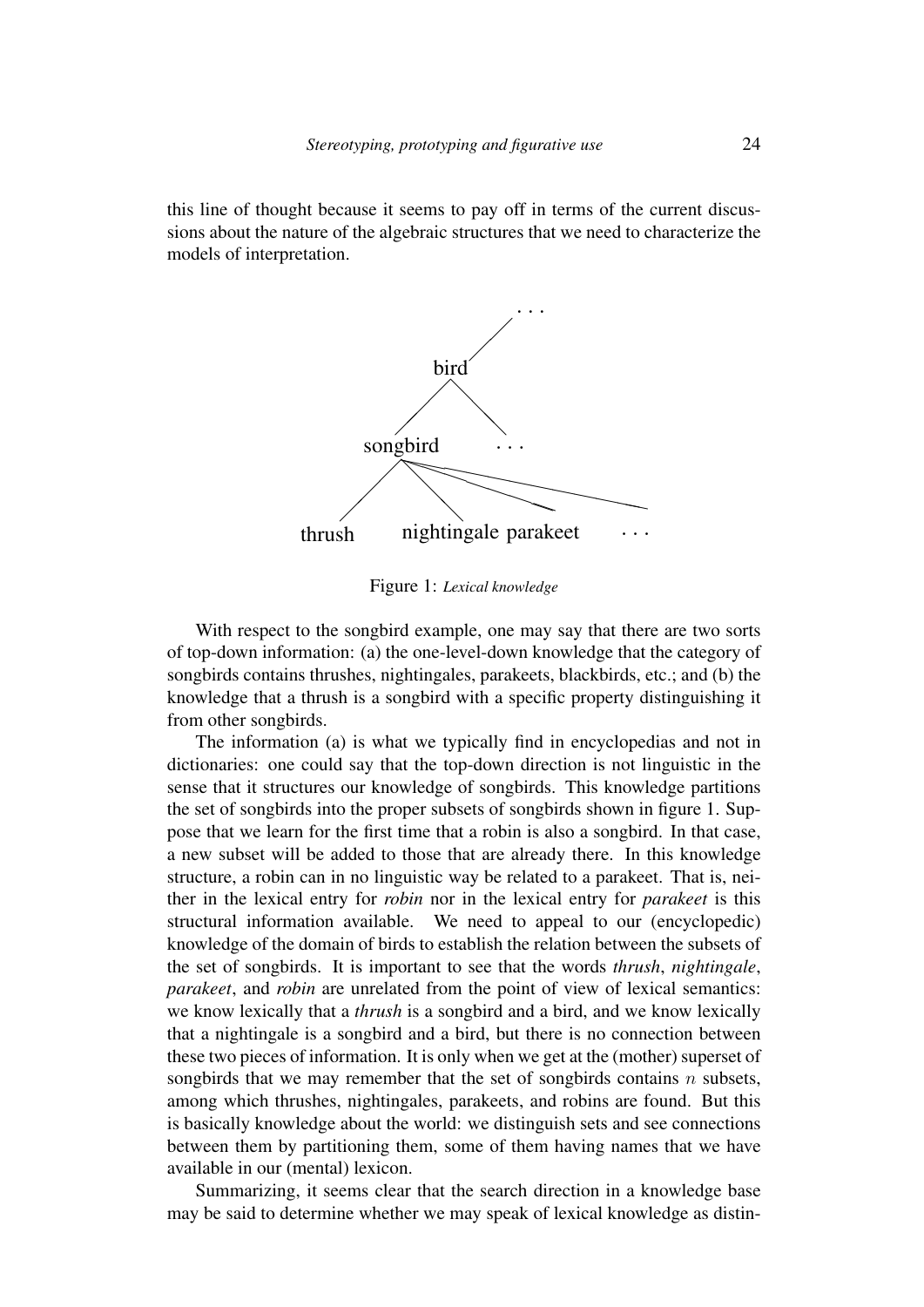this line of thought because it seems to pay off in terms of the current discussions about the nature of the algebraic structures that we need to characterize the models of interpretation.

Figure 1: *Lexical knowledge*

With respect to the songbird example, one may say that there are two sorts of top-down information: (a) the one-level-down knowledge that the category of songbirds contains thrushes, nightingales, parakeets, blackbirds, etc.; and (b) the knowledge that a thrush is a songbird with a specific property distinguishing it from other songbirds.

The information (a) is what we typically find in encyclopedias and not in dictionaries: one could say that the top-down direction is not linguistic in the sense that it structures our knowledge of songbirds. This knowledge partitions the set of songbirds into the proper subsets of songbirds shown in figure 1. Suppose that we learn for the first time that a robin is also a songbird. In that case, a new subset will be added to those that are already there. In this knowledge structure, a robin can in no linguistic way be related to a parakeet. That is, neither in the lexical entry for *robin* nor in the lexical entry for *parakeet* is this structural information available. We need to appeal to our (encyclopedic) knowledge of the domain of birds to establish the relation between the subsets of the set of songbirds. It is important to see that the words *thrush*, *nightingale*, *parakeet*, and *robin* are unrelated from the point of view of lexical semantics: we know lexically that a *thrush* is a songbird and a bird, and we know lexically that a nightingale is a songbird and a bird, but there is no connection between these two pieces of information. It is only when we get at the (mother) superset of songbirds that we may remember that the set of songbirds contains $n$ subsets, among which thrushes, nightingales, parakeets, and robins are found. But this is basically knowledge about the world: we distinguish sets and see connections between them by partitioning them, some of them having names that we have available in our (mental) lexicon.

Summarizing, it seems clear that the search direction in a knowledge base may be said to determine whether we may speak of lexical knowledge as distin-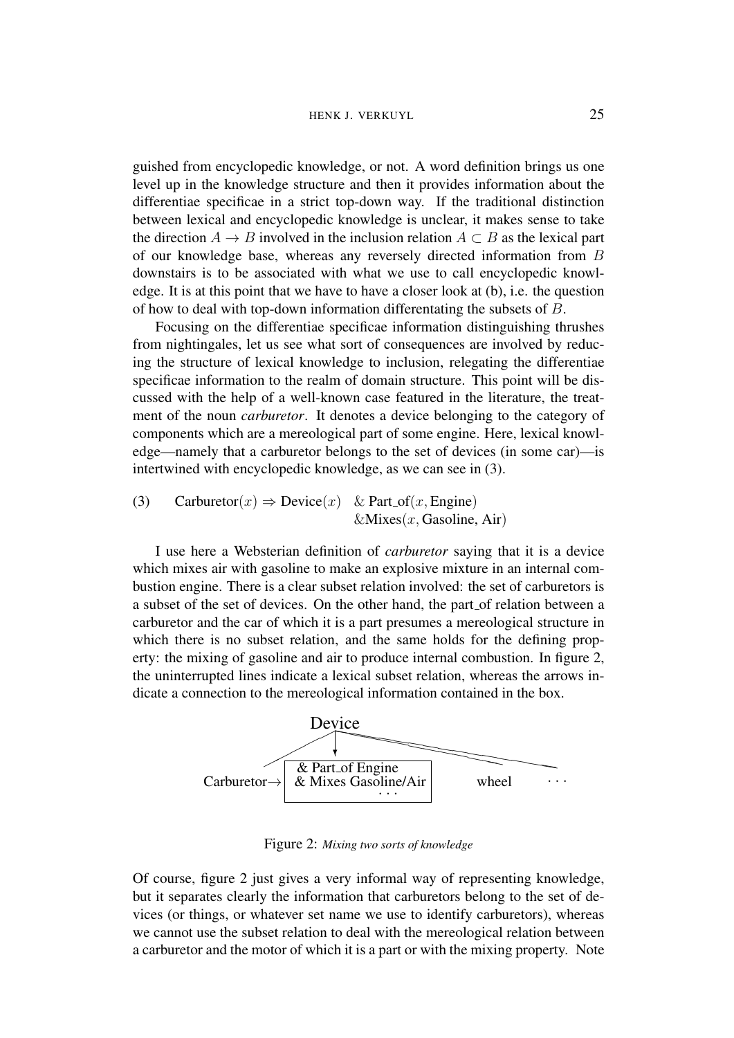guished from encyclopedic knowledge, or not. A word definition brings us one level up in the knowledge structure and then it provides information about the differentiae specificae in a strict top-down way. If the traditional distinction between lexical and encyclopedic knowledge is unclear, it makes sense to take the direction $A \rightarrow B$ involved in the inclusion relation $A \subset B$ as the lexical part of our knowledge base, whereas any reversely directed information from $B$ downstairs is to be associated with what we use to call encyclopedic knowledge. It is at this point that we have to have a closer look at (b), i.e. the question of how to deal with top-down information differentating the subsets of $B$.

Focusing on the differentiae specificae information distinguishing thrushes from nightingales, let us see what sort of consequences are involved by reducing the structure of lexical knowledge to inclusion, relegating the differentiae specificae information to the realm of domain structure. This point will be discussed with the help of a well-known case featured in the literature, the treatment of the noun *carburetor*. It denotes a device belonging to the category of components which are a mereological part of some engine. Here, lexical knowledge—namely that a carburetor belongs to the set of devices (in some car)—is intertwined with encyclopedic knowledge, as we can see in (3).

(3) $$\text{Carburetor}(x) \Rightarrow \text{Device}(x) \;\; \& \; \text{Part\_of}(x, \text{Engine}) \;\; \& \text{Mixes}(x, \text{Gasoline}, \text{Air})$$

I use here a Websterian definition of *carburetor* saying that it is a device which mixes air with gasoline to make an explosive mixture in an internal combustion engine. There is a clear subset relation involved: the set of carburetors is a subset of the set of devices. On the other hand, the part_of relation between a carburetor and the car of which it is a part presumes a mereological structure in which there is no subset relation, and the same holds for the defining property: the mixing of gasoline and air to produce internal combustion. In figure 2, the uninterrupted lines indicate a lexical subset relation, whereas the arrows indicate a connection to the mereological information contained in the box.

```
                      Device
                    /    |    \_________________
                   /     v                      \___________
                  +-----------------------+
    Carburetor→   | & Part_of Engine      |      wheel        ...
                  | & Mixes Gasoline/Air  |
                  |          ...          |
                  +-----------------------+
```

Figure 2: *Mixing two sorts of knowledge*

Of course, figure 2 just gives a very informal way of representing knowledge, but it separates clearly the information that carburetors belong to the set of devices (or things, or whatever set name we use to identify carburetors), whereas we cannot use the subset relation to deal with the mereological relation between a carburetor and the motor of which it is a part or with the mixing property. Note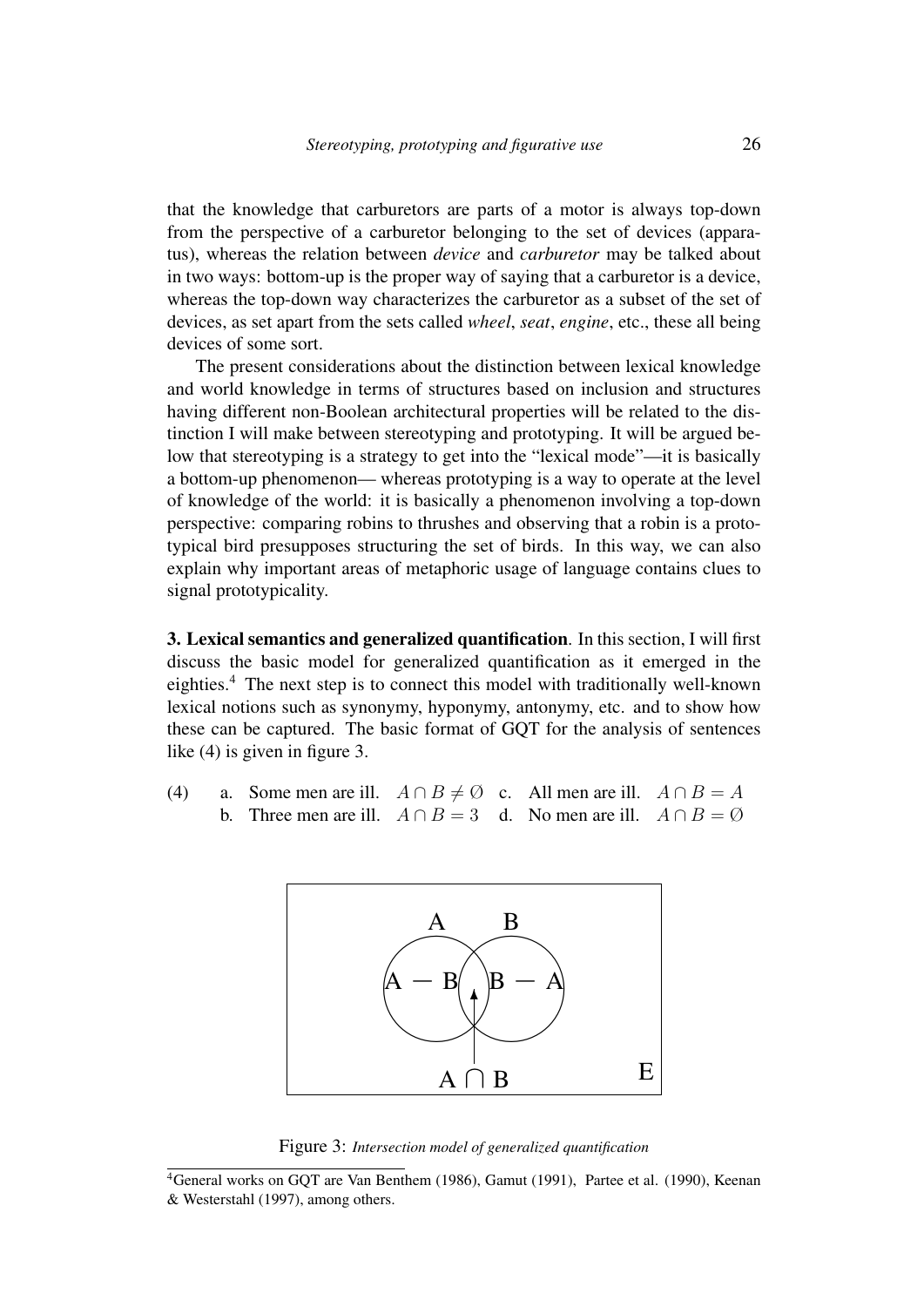that the knowledge that carburetors are parts of a motor is always top-down from the perspective of a carburetor belonging to the set of devices (apparatus), whereas the relation between *device* and *carburetor* may be talked about in two ways: bottom-up is the proper way of saying that a carburetor is a device, whereas the top-down way characterizes the carburetor as a subset of the set of devices, as set apart from the sets called *wheel*, *seat*, *engine*, etc., these all being devices of some sort.

The present considerations about the distinction between lexical knowledge and world knowledge in terms of structures based on inclusion and structures having different non-Boolean architectural properties will be related to the distinction I will make between stereotyping and prototyping. It will be argued below that stereotyping is a strategy to get into the "lexical mode"—it is basically a bottom-up phenomenon— whereas prototyping is a way to operate at the level of knowledge of the world: it is basically a phenomenon involving a top-down perspective: comparing robins to thrushes and observing that a robin is a prototypical bird presupposes structuring the set of birds. In this way, we can also explain why important areas of metaphoric usage of language contains clues to signal prototypicality.

**3. Lexical semantics and generalized quantification**. In this section, I will first discuss the basic model for generalized quantification as it emerged in the eighties.[4] The next step is to connect this model with traditionally well-known lexical notions such as synonymy, hyponymy, antonymy, etc. and to show how these can be captured. The basic format of GQT for the analysis of sentences like (4) is given in figure 3.

(4) a. Some men are ill. $A \cap B \neq \emptyset$ c. All men are ill. $A \cap B = A$
b. Three men are ill. $A \cap B = 3$ d. No men are ill. $A \cap B = \emptyset$

Figure 3: *Intersection model of generalized quantification*

[4]General works on GQT are Van Benthem (1986), Gamut (1991), Partee et al. (1990), Keenan & Westerstahl (1997), among others.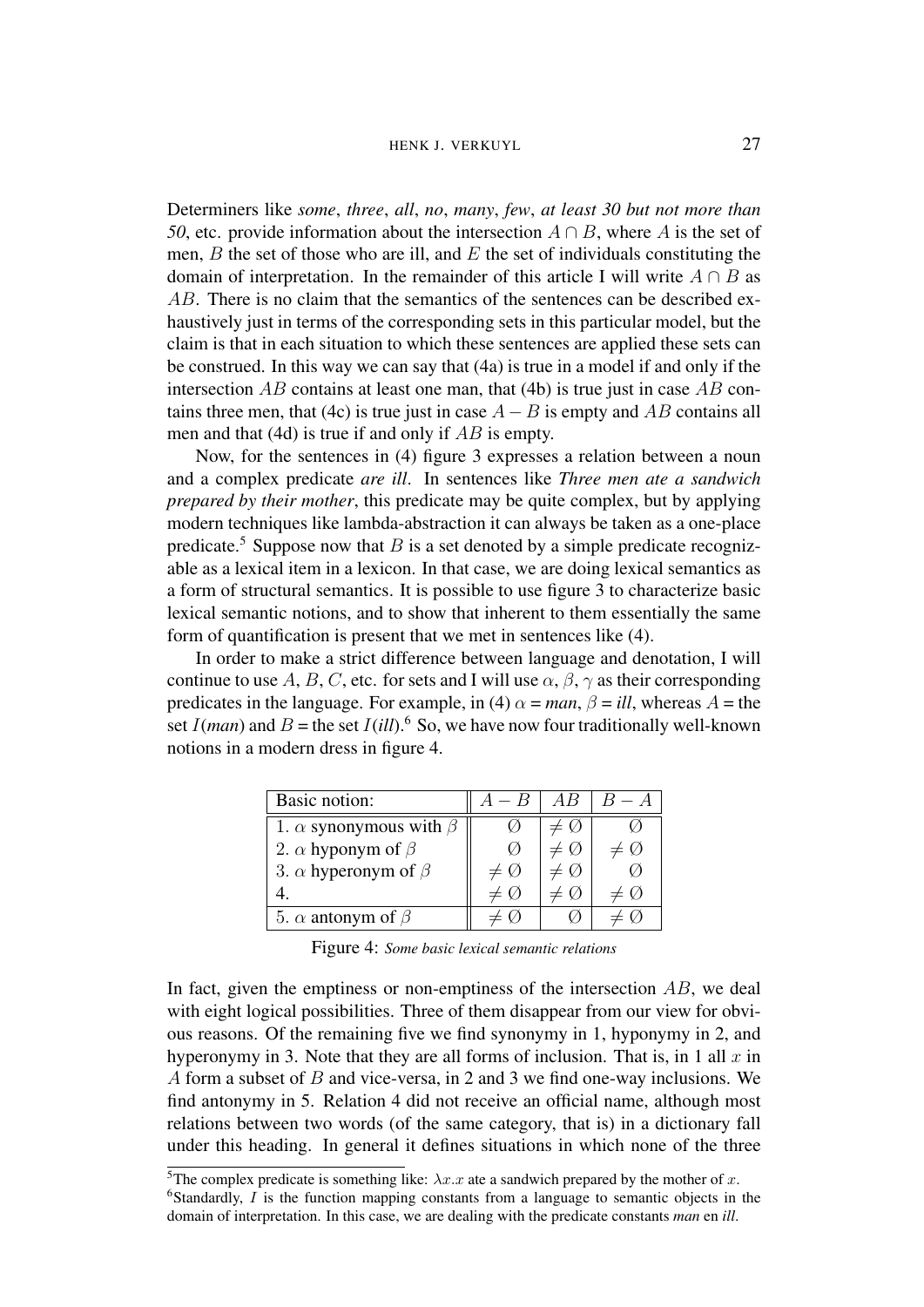Determiners like *some*, *three*, *all*, *no*, *many*, *few*, *at least 30 but not more than 50*, etc. provide information about the intersection $A \cap B$, where $A$ is the set of men, $B$ the set of those who are ill, and $E$ the set of individuals constituting the domain of interpretation. In the remainder of this article I will write $A \cap B$ as $AB$. There is no claim that the semantics of the sentences can be described exhaustively just in terms of the corresponding sets in this particular model, but the claim is that in each situation to which these sentences are applied these sets can be construed. In this way we can say that (4a) is true in a model if and only if the intersection $AB$ contains at least one man, that (4b) is true just in case $AB$ contains three men, that (4c) is true just in case $A - B$ is empty and $AB$ contains all men and that (4d) is true if and only if $AB$ is empty.

Now, for the sentences in (4) figure 3 expresses a relation between a noun and a complex predicate *are ill*. In sentences like *Three men ate a sandwich prepared by their mother*, this predicate may be quite complex, but by applying modern techniques like lambda-abstraction it can always be taken as a one-place predicate.[5] Suppose now that $B$ is a set denoted by a simple predicate recognizable as a lexical item in a lexicon. In that case, we are doing lexical semantics as a form of structural semantics. It is possible to use figure 3 to characterize basic lexical semantic notions, and to show that inherent to them essentially the same form of quantification is present that we met in sentences like (4).

In order to make a strict difference between language and denotation, I will continue to use $A$, $B$, $C$, etc. for sets and I will use $\alpha$, $\beta$, $\gamma$ as their corresponding predicates in the language. For example, in (4) $\alpha$ = *man*, $\beta$ = *ill*, whereas $A$ = the set $I$(*man*) and $B$ = the set $I$(*ill*).[6] So, we have now four traditionally well-known notions in a modern dress in figure 4.

| Basic notion: | $A - B$ | $AB$ | $B - A$ |
|---|---|---|---|
| 1. $\alpha$ synonymous with $\beta$ | $\emptyset$ | $\neq \emptyset$ | $\emptyset$ |
| 2. $\alpha$ hyponym of $\beta$ | $\emptyset$ | $\neq \emptyset$ | $\neq \emptyset$ |
| 3. $\alpha$ hyperonym of $\beta$ | $\neq \emptyset$ | $\neq \emptyset$ | $\emptyset$ |
| 4. | $\neq \emptyset$ | $\neq \emptyset$ | $\neq \emptyset$ |
| 5. $\alpha$ antonym of $\beta$ | $\neq \emptyset$ | $\emptyset$ | $\neq \emptyset$ |

Figure 4: *Some basic lexical semantic relations*

In fact, given the emptiness or non-emptiness of the intersection $AB$, we deal with eight logical possibilities. Three of them disappear from our view for obvious reasons. Of the remaining five we find synonymy in 1, hyponymy in 2, and hyperonymy in 3. Note that they are all forms of inclusion. That is, in 1 all $x$ in $A$ form a subset of $B$ and vice-versa, in 2 and 3 we find one-way inclusions. We find antonymy in 5. Relation 4 did not receive an official name, although most relations between two words (of the same category, that is) in a dictionary fall under this heading. In general it defines situations in which none of the three

[5] The complex predicate is something like: $\lambda x.x$ ate a sandwich prepared by the mother of $x$.

[6] Standardly, $I$ is the function mapping constants from a language to semantic objects in the domain of interpretation. In this case, we are dealing with the predicate constants *man* en *ill*.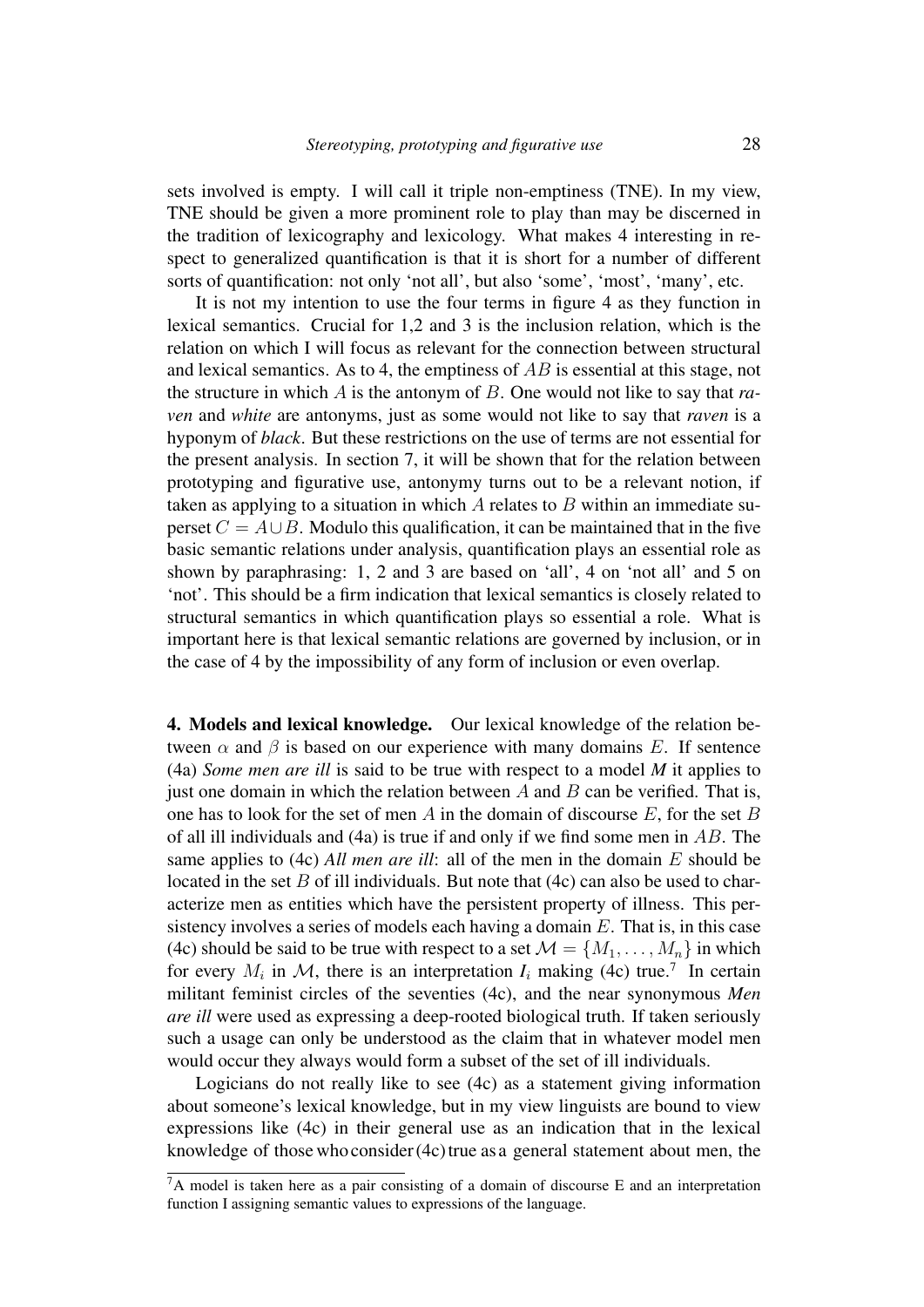sets involved is empty. I will call it triple non-emptiness (TNE). In my view, TNE should be given a more prominent role to play than may be discerned in the tradition of lexicography and lexicology. What makes 4 interesting in respect to generalized quantification is that it is short for a number of different sorts of quantification: not only 'not all', but also 'some', 'most', 'many', etc.

It is not my intention to use the four terms in figure 4 as they function in lexical semantics. Crucial for 1,2 and 3 is the inclusion relation, which is the relation on which I will focus as relevant for the connection between structural and lexical semantics. As to 4, the emptiness of $AB$ is essential at this stage, not the structure in which $A$ is the antonym of $B$. One would not like to say that *raven* and *white* are antonyms, just as some would not like to say that *raven* is a hyponym of *black*. But these restrictions on the use of terms are not essential for the present analysis. In section 7, it will be shown that for the relation between prototyping and figurative use, antonymy turns out to be a relevant notion, if taken as applying to a situation in which $A$ relates to $B$ within an immediate superset $C = A \cup B$. Modulo this qualification, it can be maintained that in the five basic semantic relations under analysis, quantification plays an essential role as shown by paraphrasing: 1, 2 and 3 are based on 'all', 4 on 'not all' and 5 on 'not'. This should be a firm indication that lexical semantics is closely related to structural semantics in which quantification plays so essential a role. What is important here is that lexical semantic relations are governed by inclusion, or in the case of 4 by the impossibility of any form of inclusion or even overlap.

**4. Models and lexical knowledge.** Our lexical knowledge of the relation between $\alpha$ and $\beta$ is based on our experience with many domains $E$. If sentence (4a) *Some men are ill* is said to be true with respect to a model ***M*** it applies to just one domain in which the relation between $A$ and $B$ can be verified. That is, one has to look for the set of men $A$ in the domain of discourse $E$, for the set $B$ of all ill individuals and (4a) is true if and only if we find some men in $AB$. The same applies to (4c) *All men are ill*: all of the men in the domain $E$ should be located in the set $B$ of ill individuals. But note that (4c) can also be used to characterize men as entities which have the persistent property of illness. This persistency involves a series of models each having a domain $E$. That is, in this case (4c) should be said to be true with respect to a set $\mathcal{M} = \{M_1, \ldots, M_n\}$ in which for every $M_i$ in $\mathcal{M}$, there is an interpretation $I_i$ making (4c) true.[7] In certain militant feminist circles of the seventies (4c), and the near synonymous *Men are ill* were used as expressing a deep-rooted biological truth. If taken seriously such a usage can only be understood as the claim that in whatever model men would occur they always would form a subset of the set of ill individuals.

Logicians do not really like to see (4c) as a statement giving information about someone's lexical knowledge, but in my view linguists are bound to view expressions like (4c) in their general use as an indication that in the lexical knowledge of those who consider (4c) true as a general statement about men, the

[7] A model is taken here as a pair consisting of a domain of discourse E and an interpretation function I assigning semantic values to expressions of the language.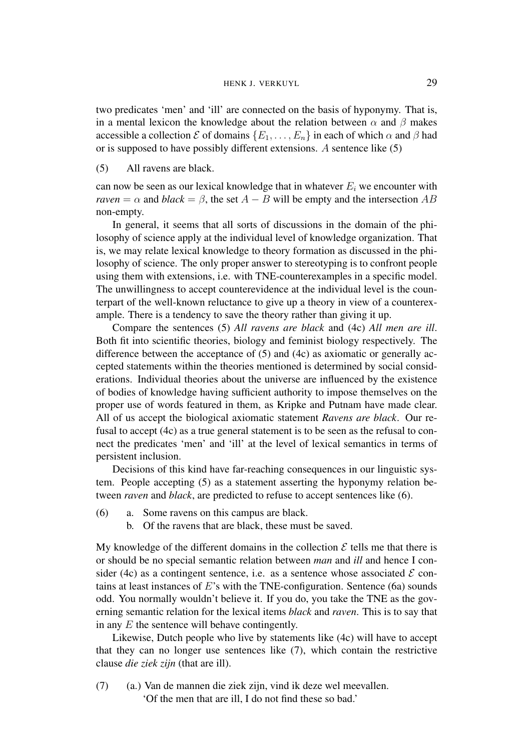two predicates 'men' and 'ill' are connected on the basis of hyponymy. That is, in a mental lexicon the knowledge about the relation between $\alpha$ and $\beta$ makes accessible a collection $\mathcal{E}$ of domains $\{E_1, \ldots, E_n\}$ in each of which $\alpha$ and $\beta$ had or is supposed to have possibly different extensions. $A$ sentence like (5)

(5) All ravens are black.

can now be seen as our lexical knowledge that in whatever $E_i$ we encounter with *raven* $= \alpha$ and *black* $= \beta$, the set $A - B$ will be empty and the intersection $AB$ non-empty.

In general, it seems that all sorts of discussions in the domain of the philosophy of science apply at the individual level of knowledge organization. That is, we may relate lexical knowledge to theory formation as discussed in the philosophy of science. The only proper answer to stereotyping is to confront people using them with extensions, i.e. with TNE-counterexamples in a specific model. The unwillingness to accept counterevidence at the individual level is the counterpart of the well-known reluctance to give up a theory in view of a counterexample. There is a tendency to save the theory rather than giving it up.

Compare the sentences (5) *All ravens are black* and (4c) *All men are ill*. Both fit into scientific theories, biology and feminist biology respectively. The difference between the acceptance of (5) and (4c) as axiomatic or generally accepted statements within the theories mentioned is determined by social considerations. Individual theories about the universe are influenced by the existence of bodies of knowledge having sufficient authority to impose themselves on the proper use of words featured in them, as Kripke and Putnam have made clear. All of us accept the biological axiomatic statement *Ravens are black*. Our refusal to accept (4c) as a true general statement is to be seen as the refusal to connect the predicates 'men' and 'ill' at the level of lexical semantics in terms of persistent inclusion.

Decisions of this kind have far-reaching consequences in our linguistic system. People accepting (5) as a statement asserting the hyponymy relation between *raven* and *black*, are predicted to refuse to accept sentences like (6).

(6) a. Some ravens on this campus are black.
    b. Of the ravens that are black, these must be saved.

My knowledge of the different domains in the collection $\mathcal{E}$ tells me that there is or should be no special semantic relation between *man* and *ill* and hence I consider (4c) as a contingent sentence, i.e. as a sentence whose associated $\mathcal{E}$ contains at least instances of $E$'s with the TNE-configuration. Sentence (6a) sounds odd. You normally wouldn't believe it. If you do, you take the TNE as the governing semantic relation for the lexical items *black* and *raven*. This is to say that in any $E$ the sentence will behave contingently.

Likewise, Dutch people who live by statements like (4c) will have to accept that they can no longer use sentences like (7), which contain the restrictive clause *die ziek zijn* (that are ill).

(7) (a.) Van de mannen die ziek zijn, vind ik deze wel meevallen.
    'Of the men that are ill, I do not find these so bad.'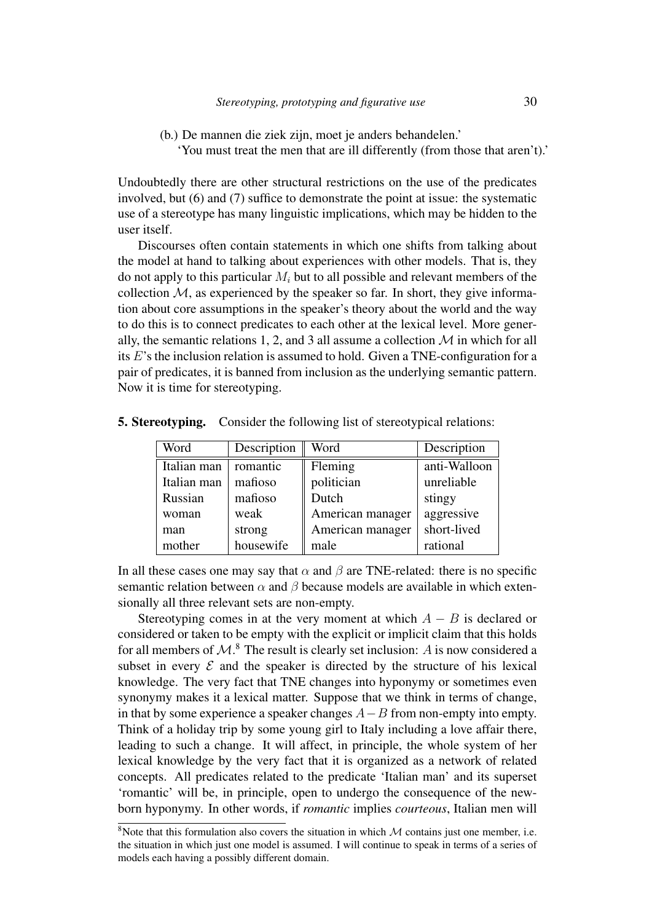(b.) De mannen die ziek zijn, moet je anders behandelen.'
'You must treat the men that are ill differently (from those that aren't).'

Undoubtedly there are other structural restrictions on the use of the predicates involved, but (6) and (7) suffice to demonstrate the point at issue: the systematic use of a stereotype has many linguistic implications, which may be hidden to the user itself.

Discourses often contain statements in which one shifts from talking about the model at hand to talking about experiences with other models. That is, they do not apply to this particular $M_i$ but to all possible and relevant members of the collection $\mathcal{M}$, as experienced by the speaker so far. In short, they give information about core assumptions in the speaker's theory about the world and the way to do this is to connect predicates to each other at the lexical level. More generally, the semantic relations 1, 2, and 3 all assume a collection $\mathcal{M}$ in which for all its $E$'s the inclusion relation is assumed to hold. Given a TNE-configuration for a pair of predicates, it is banned from inclusion as the underlying semantic pattern. Now it is time for stereotyping.

**5. Stereotyping.** Consider the following list of stereotypical relations:

| Word | Description | Word | Description |
|---|---|---|---|
| Italian man | romantic | Fleming | anti-Walloon |
| Italian man | mafioso | politician | unreliable |
| Russian | mafioso | Dutch | stingy |
| woman | weak | American manager | aggressive |
| man | strong | American manager | short-lived |
| mother | housewife | male | rational |

In all these cases one may say that $\alpha$ and $\beta$ are TNE-related: there is no specific semantic relation between $\alpha$ and $\beta$ because models are available in which extensionally all three relevant sets are non-empty.

Stereotyping comes in at the very moment at which $A - B$ is declared or considered or taken to be empty with the explicit or implicit claim that this holds for all members of $\mathcal{M}$.[8] The result is clearly set inclusion: $A$ is now considered a subset in every $\mathcal{E}$ and the speaker is directed by the structure of his lexical knowledge. The very fact that TNE changes into hyponymy or sometimes even synonymy makes it a lexical matter. Suppose that we think in terms of change, in that by some experience a speaker changes $A - B$ from non-empty into empty. Think of a holiday trip by some young girl to Italy including a love affair there, leading to such a change. It will affect, in principle, the whole system of her lexical knowledge by the very fact that it is organized as a network of related concepts. All predicates related to the predicate 'Italian man' and its superset 'romantic' will be, in principle, open to undergo the consequence of the newborn hyponymy. In other words, if *romantic* implies *courteous*, Italian men will

[8] Note that this formulation also covers the situation in which $\mathcal{M}$ contains just one member, i.e. the situation in which just one model is assumed. I will continue to speak in terms of a series of models each having a possibly different domain.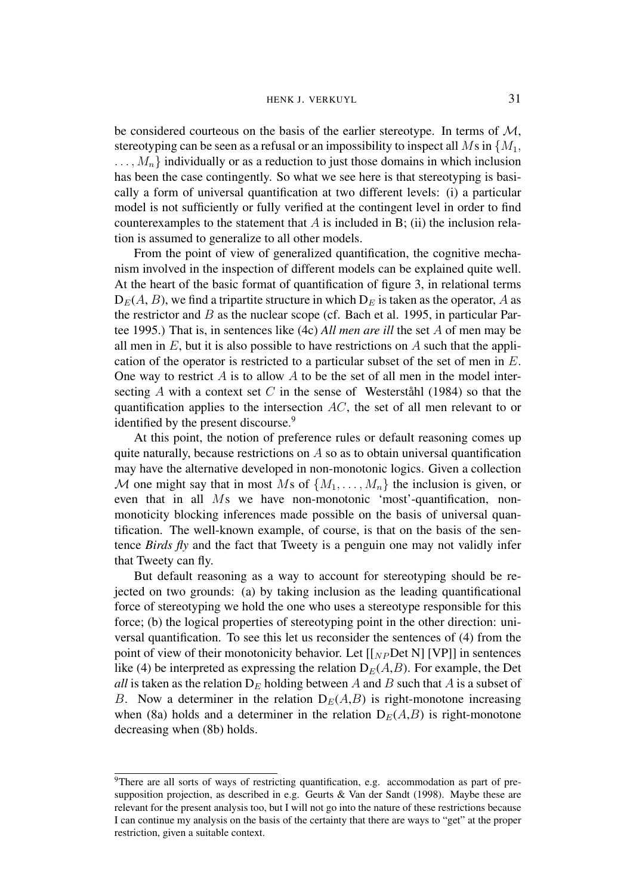be considered courteous on the basis of the earlier stereotype. In terms of $\mathcal{M}$, stereotyping can be seen as a refusal or an impossibility to inspect all $M$s in $\{M_1, \ldots, M_n\}$ individually or as a reduction to just those domains in which inclusion has been the case contingently. So what we see here is that stereotyping is basically a form of universal quantification at two different levels: (i) a particular model is not sufficiently or fully verified at the contingent level in order to find counterexamples to the statement that $A$ is included in B; (ii) the inclusion relation is assumed to generalize to all other models.

From the point of view of generalized quantification, the cognitive mechanism involved in the inspection of different models can be explained quite well. At the heart of the basic format of quantification of figure 3, in relational terms $\mathrm{D}_E(A, B)$, we find a tripartite structure in which $\mathrm{D}_E$ is taken as the operator, $A$ as the restrictor and $B$ as the nuclear scope (cf. Bach et al. 1995, in particular Partee 1995.) That is, in sentences like (4c) *All men are ill* the set $A$ of men may be all men in $E$, but it is also possible to have restrictions on $A$ such that the application of the operator is restricted to a particular subset of the set of men in $E$. One way to restrict $A$ is to allow $A$ to be the set of all men in the model intersecting $A$ with a context set $C$ in the sense of Westerståhl (1984) so that the quantification applies to the intersection $AC$, the set of all men relevant to or identified by the present discourse.[9]

At this point, the notion of preference rules or default reasoning comes up quite naturally, because restrictions on $A$ so as to obtain universal quantification may have the alternative developed in non-monotonic logics. Given a collection $\mathcal{M}$ one might say that in most $M$s of $\{M_1, \ldots, M_n\}$ the inclusion is given, or even that in all $M$s we have non-monotonic 'most'-quantification, non-monoticity blocking inferences made possible on the basis of universal quantification. The well-known example, of course, is that on the basis of the sentence ***Birds fly*** and the fact that Tweety is a penguin one may not validly infer that Tweety can fly.

But default reasoning as a way to account for stereotyping should be rejected on two grounds: (a) by taking inclusion as the leading quantificational force of stereotyping we hold the one who uses a stereotype responsible for this force; (b) the logical properties of stereotyping point in the other direction: universal quantification. To see this let us reconsider the sentences of (4) from the point of view of their monotonicity behavior. Let [[$_{NP}$Det N] [VP]] in sentences like (4) be interpreted as expressing the relation $\mathrm{D}_E(A,B)$. For example, the Det *all* is taken as the relation $\mathrm{D}_E$ holding between $A$ and $B$ such that $A$ is a subset of $B$. Now a determiner in the relation $\mathrm{D}_E(A,B)$ is right-monotone increasing when (8a) holds and a determiner in the relation $\mathrm{D}_E(A,B)$ is right-monotone decreasing when (8b) holds.

---

[9] There are all sorts of ways of restricting quantification, e.g. accommodation as part of presupposition projection, as described in e.g. Geurts & Van der Sandt (1998). Maybe these are relevant for the present analysis too, but I will not go into the nature of these restrictions because I can continue my analysis on the basis of the certainty that there are ways to "get" at the proper restriction, given a suitable context.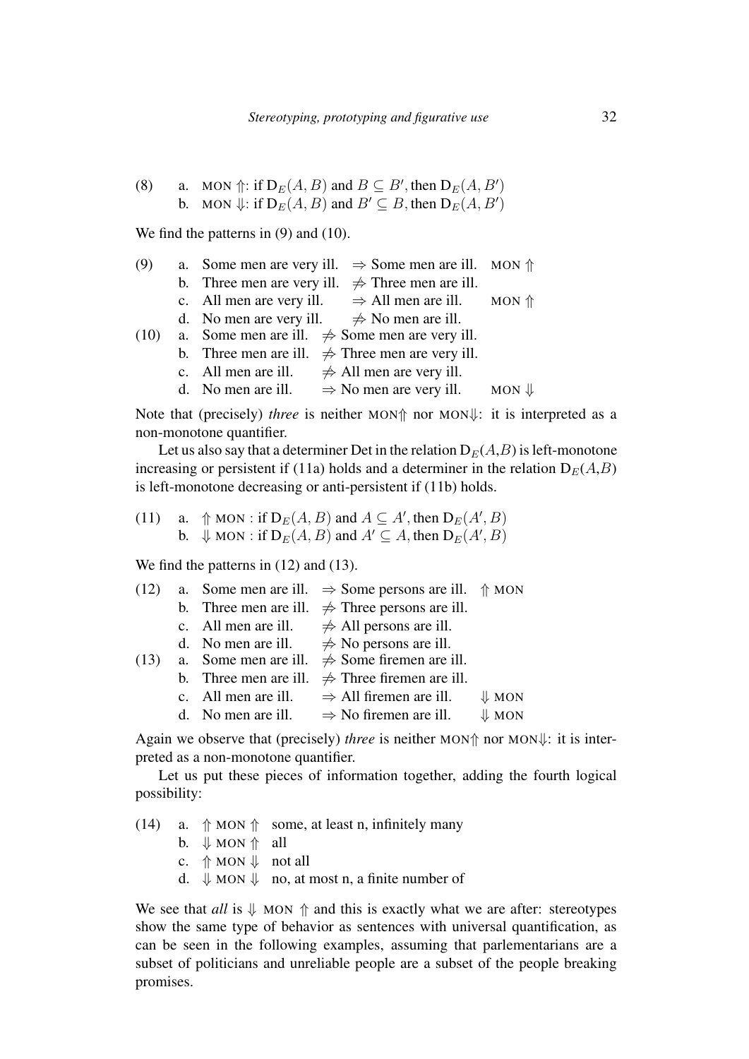(8) a. MON ⇑: if $D_E(A, B)$ and $B \subseteq B'$, then $D_E(A, B')$
 b. MON ⇓: if $D_E(A, B)$ and $B' \subseteq B$, then $D_E(A, B')$

We find the patterns in (9) and (10).

(9) a. Some men are very ill. $\Rightarrow$ Some men are ill. MON ⇑
 b. Three men are very ill. $\not\Rightarrow$ Three men are ill.
 c. All men are very ill. $\Rightarrow$ All men are ill. MON ⇑
 d. No men are very ill. $\not\Rightarrow$ No men are ill.

(10) a. Some men are ill. $\not\Rightarrow$ Some men are very ill.
 b. Three men are ill. $\not\Rightarrow$ Three men are very ill.
 c. All men are ill. $\not\Rightarrow$ All men are very ill.
 d. No men are ill. $\Rightarrow$ No men are very ill. MON ⇓

Note that (precisely) *three* is neither MON⇑ nor MON⇓: it is interpreted as a non-monotone quantifier.

Let us also say that a determiner Det in the relation $D_E(A,B)$ is left-monotone increasing or persistent if (11a) holds and a determiner in the relation $D_E(A,B)$ is left-monotone decreasing or anti-persistent if (11b) holds.

(11) a. ⇑ MON : if $D_E(A, B)$ and $A \subseteq A'$, then $D_E(A', B)$
 b. ⇓ MON : if $D_E(A, B)$ and $A' \subseteq A$, then $D_E(A', B)$

We find the patterns in (12) and (13).

(12) a. Some men are ill. $\Rightarrow$ Some persons are ill. ⇑ MON
 b. Three men are ill. $\not\Rightarrow$ Three persons are ill.
 c. All men are ill. $\not\Rightarrow$ All persons are ill.
 d. No men are ill. $\not\Rightarrow$ No persons are ill.

(13) a. Some men are ill. $\not\Rightarrow$ Some firemen are ill.
 b. Three men are ill. $\not\Rightarrow$ Three firemen are ill.
 c. All men are ill. $\Rightarrow$ All firemen are ill. ⇓ MON
 d. No men are ill. $\Rightarrow$ No firemen are ill. ⇓ MON

Again we observe that (precisely) *three* is neither MON⇑ nor MON⇓: it is interpreted as a non-monotone quantifier.

Let us put these pieces of information together, adding the fourth logical possibility:

(14) a. ⇑ MON ⇑ some, at least n, infinitely many
 b. ⇓ MON ⇑ all
 c. ⇑ MON ⇓ not all
 d. ⇓ MON ⇓ no, at most n, a finite number of

We see that *all* is ⇓ MON ⇑ and this is exactly what we are after: stereotypes show the same type of behavior as sentences with universal quantification, as can be seen in the following examples, assuming that parlementarians are a subset of politicians and unreliable people are a subset of the people breaking promises.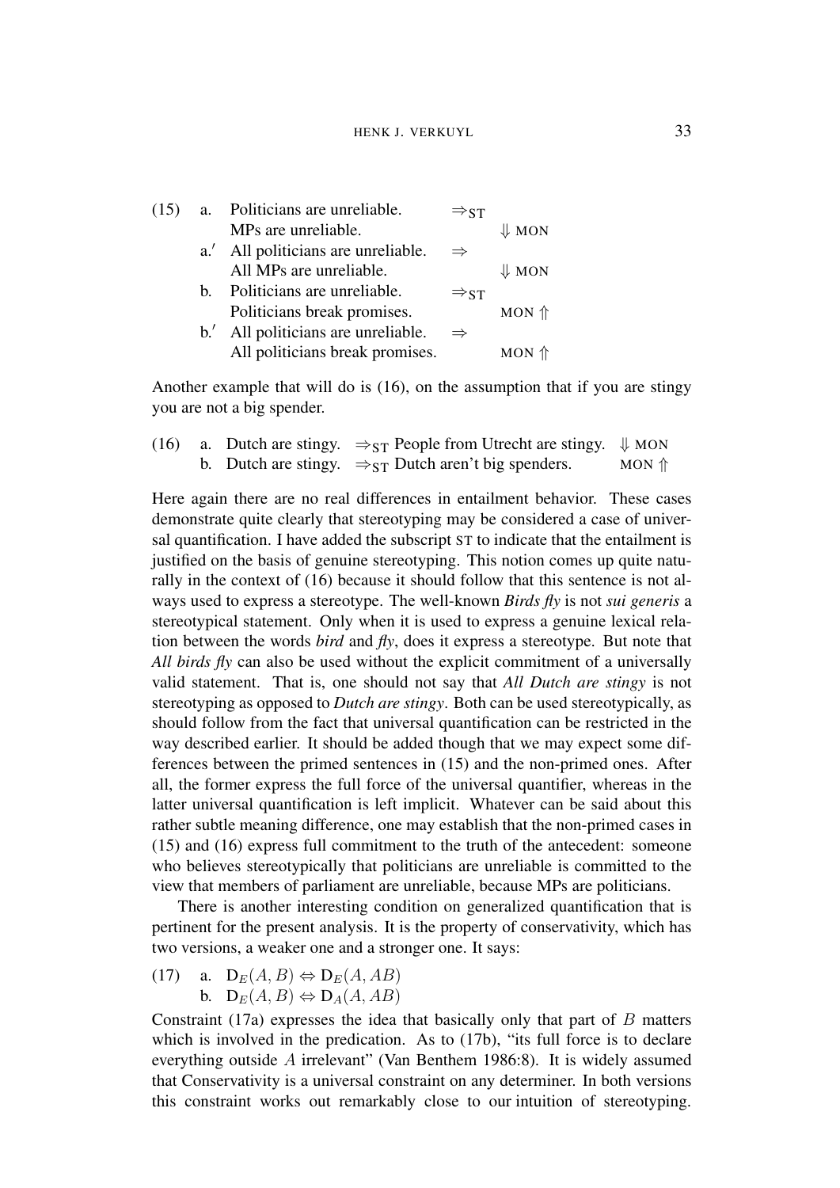| (15) | a. | Politicians are unreliable. | $\Rightarrow_{\text{ST}}$ | |
|---|---|---|---|---|
| | | MPs are unreliable. | | $\Downarrow$ MON |
| | a.′ | All politicians are unreliable. | $\Rightarrow$ | |
| | | All MPs are unreliable. | | $\Downarrow$ MON |
| | b. | Politicians are unreliable. | $\Rightarrow_{\text{ST}}$ | |
| | | Politicians break promises. | | MON $\Uparrow$ |
| | b.′ | All politicians are unreliable. | $\Rightarrow$ | |
| | | All politicians break promises. | | MON $\Uparrow$ |

Another example that will do is (16), on the assumption that if you are stingy you are not a big spender.

| (16) | a. | Dutch are stingy. | $\Rightarrow_{\text{ST}}$ People from Utrecht are stingy. | $\Downarrow$ MON |
|---|---|---|---|---|
| | b. | Dutch are stingy. | $\Rightarrow_{\text{ST}}$ Dutch aren't big spenders. | MON $\Uparrow$ |

Here again there are no real differences in entailment behavior. These cases demonstrate quite clearly that stereotyping may be considered a case of universal quantification. I have added the subscript ST to indicate that the entailment is justified on the basis of genuine stereotyping. This notion comes up quite naturally in the context of (16) because it should follow that this sentence is not always used to express a stereotype. The well-known *Birds fly* is not *sui generis* a stereotypical statement. Only when it is used to express a genuine lexical relation between the words *bird* and *fly*, does it express a stereotype. But note that *All birds fly* can also be used without the explicit commitment of a universally valid statement. That is, one should not say that *All Dutch are stingy* is not stereotyping as opposed to *Dutch are stingy*. Both can be used stereotypically, as should follow from the fact that universal quantification can be restricted in the way described earlier. It should be added though that we may expect some differences between the primed sentences in (15) and the non-primed ones. After all, the former express the full force of the universal quantifier, whereas in the latter universal quantification is left implicit. Whatever can be said about this rather subtle meaning difference, one may establish that the non-primed cases in (15) and (16) express full commitment to the truth of the antecedent: someone who believes stereotypically that politicians are unreliable is committed to the view that members of parliament are unreliable, because MPs are politicians.

There is another interesting condition on generalized quantification that is pertinent for the present analysis. It is the property of conservativity, which has two versions, a weaker one and a stronger one. It says:

(17) a. $\mathrm{D}_E(A, B) \Leftrightarrow \mathrm{D}_E(A, AB)$
b. $\mathrm{D}_E(A, B) \Leftrightarrow \mathrm{D}_A(A, AB)$

Constraint (17a) expresses the idea that basically only that part of $B$ matters which is involved in the predication. As to (17b), "its full force is to declare everything outside $A$ irrelevant" (Van Benthem 1986:8). It is widely assumed that Conservativity is a universal constraint on any determiner. In both versions this constraint works out remarkably close to our intuition of stereotyping.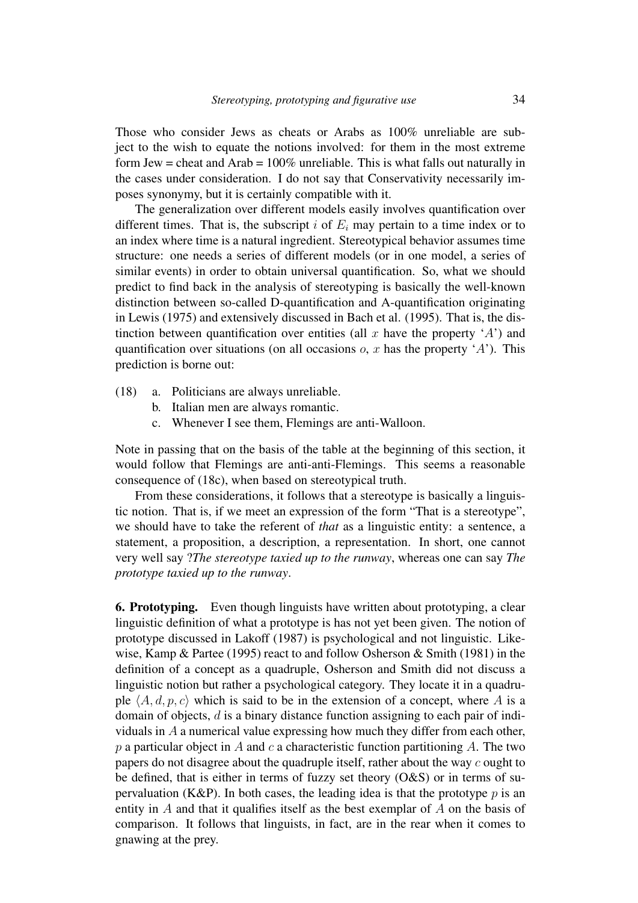Those who consider Jews as cheats or Arabs as 100% unreliable are subject to the wish to equate the notions involved: for them in the most extreme form Jew = cheat and Arab = 100% unreliable. This is what falls out naturally in the cases under consideration. I do not say that Conservativity necessarily imposes synonymy, but it is certainly compatible with it.

The generalization over different models easily involves quantification over different times. That is, the subscript $i$ of $E_i$ may pertain to a time index or to an index where time is a natural ingredient. Stereotypical behavior assumes time structure: one needs a series of different models (or in one model, a series of similar events) in order to obtain universal quantification. So, what we should predict to find back in the analysis of stereotyping is basically the well-known distinction between so-called D-quantification and A-quantification originating in Lewis (1975) and extensively discussed in Bach et al. (1995). That is, the distinction between quantification over entities (all $x$ have the property '$A$') and quantification over situations (on all occasions $o$, $x$ has the property '$A$'). This prediction is borne out:

(18) a. Politicians are always unreliable.
     b. Italian men are always romantic.
     c. Whenever I see them, Flemings are anti-Walloon.

Note in passing that on the basis of the table at the beginning of this section, it would follow that Flemings are anti-anti-Flemings. This seems a reasonable consequence of (18c), when based on stereotypical truth.

From these considerations, it follows that a stereotype is basically a linguistic notion. That is, if we meet an expression of the form "That is a stereotype", we should have to take the referent of *that* as a linguistic entity: a sentence, a statement, a proposition, a description, a representation. In short, one cannot very well say ?*The stereotype taxied up to the runway*, whereas one can say *The prototype taxied up to the runway*.

**6. Prototyping.** Even though linguists have written about prototyping, a clear linguistic definition of what a prototype is has not yet been given. The notion of prototype discussed in Lakoff (1987) is psychological and not linguistic. Likewise, Kamp & Partee (1995) react to and follow Osherson & Smith (1981) in the definition of a concept as a quadruple, Osherson and Smith did not discuss a linguistic notion but rather a psychological category. They locate it in a quadruple $\langle A, d, p, c\rangle$ which is said to be in the extension of a concept, where $A$ is a domain of objects, $d$ is a binary distance function assigning to each pair of individuals in $A$ a numerical value expressing how much they differ from each other, $p$ a particular object in $A$ and $c$ a characteristic function partitioning $A$. The two papers do not disagree about the quadruple itself, rather about the way $c$ ought to be defined, that is either in terms of fuzzy set theory (O&S) or in terms of supervaluation (K&P). In both cases, the leading idea is that the prototype $p$ is an entity in $A$ and that it qualifies itself as the best exemplar of $A$ on the basis of comparison. It follows that linguists, in fact, are in the rear when it comes to gnawing at the prey.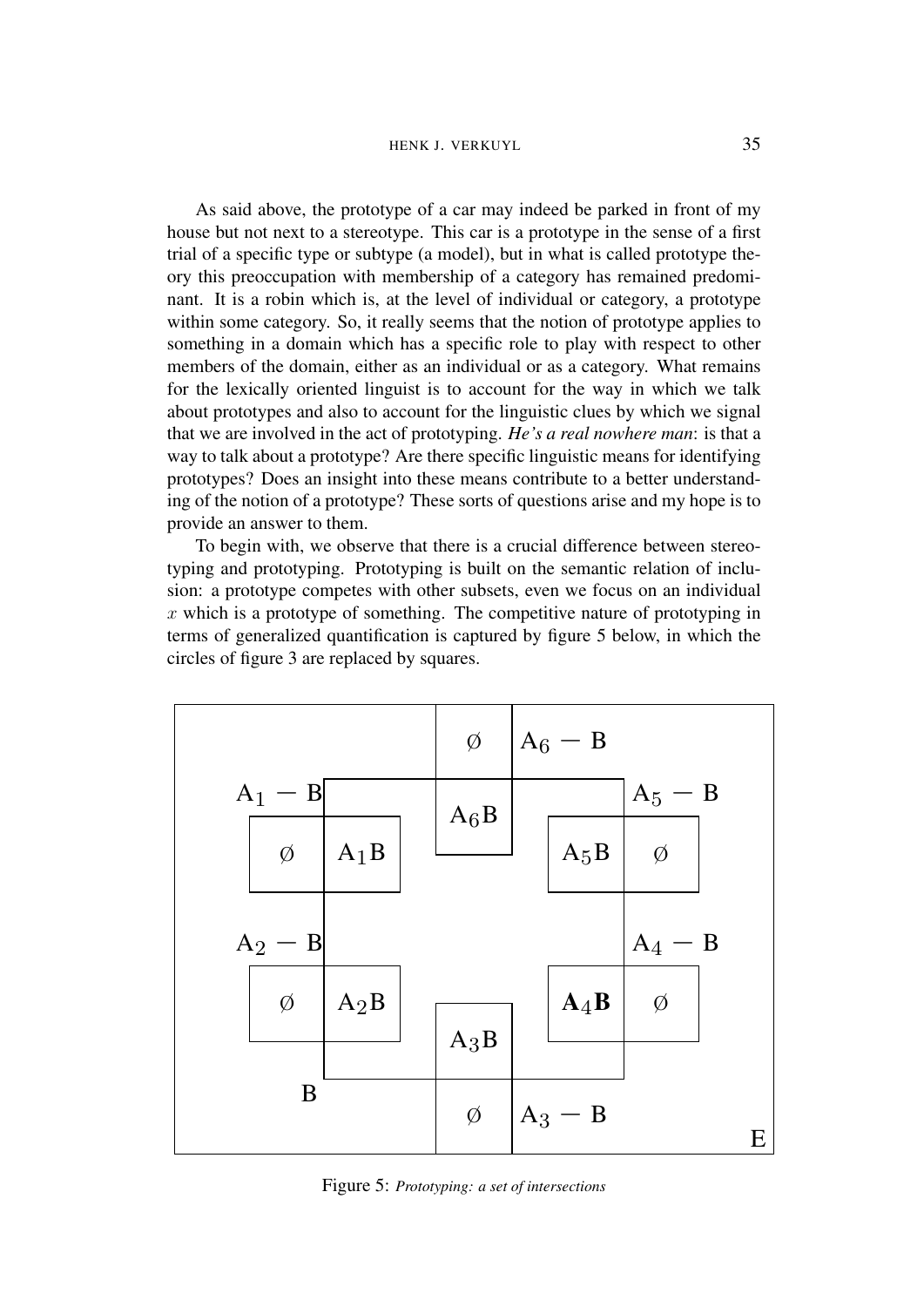As said above, the prototype of a car may indeed be parked in front of my house but not next to a stereotype. This car is a prototype in the sense of a first trial of a specific type or subtype (a model), but in what is called prototype theory this preoccupation with membership of a category has remained predominant. It is a robin which is, at the level of individual or category, a prototype within some category. So, it really seems that the notion of prototype applies to something in a domain which has a specific role to play with respect to other members of the domain, either as an individual or as a category. What remains for the lexically oriented linguist is to account for the way in which we talk about prototypes and also to account for the linguistic clues by which we signal that we are involved in the act of prototyping. ***He's a real nowhere man***: is that a way to talk about a prototype? Are there specific linguistic means for identifying prototypes? Does an insight into these means contribute to a better understanding of the notion of a prototype? These sorts of questions arise and my hope is to provide an answer to them.

To begin with, we observe that there is a crucial difference between stereotyping and prototyping. Prototyping is built on the semantic relation of inclusion: a prototype competes with other subsets, even we focus on an individual $x$ which is a prototype of something. The competitive nature of prototyping in terms of generalized quantification is captured by figure 5 below, in which the circles of figure 3 are replaced by squares.

Figure 5: *Prototyping: a set of intersections*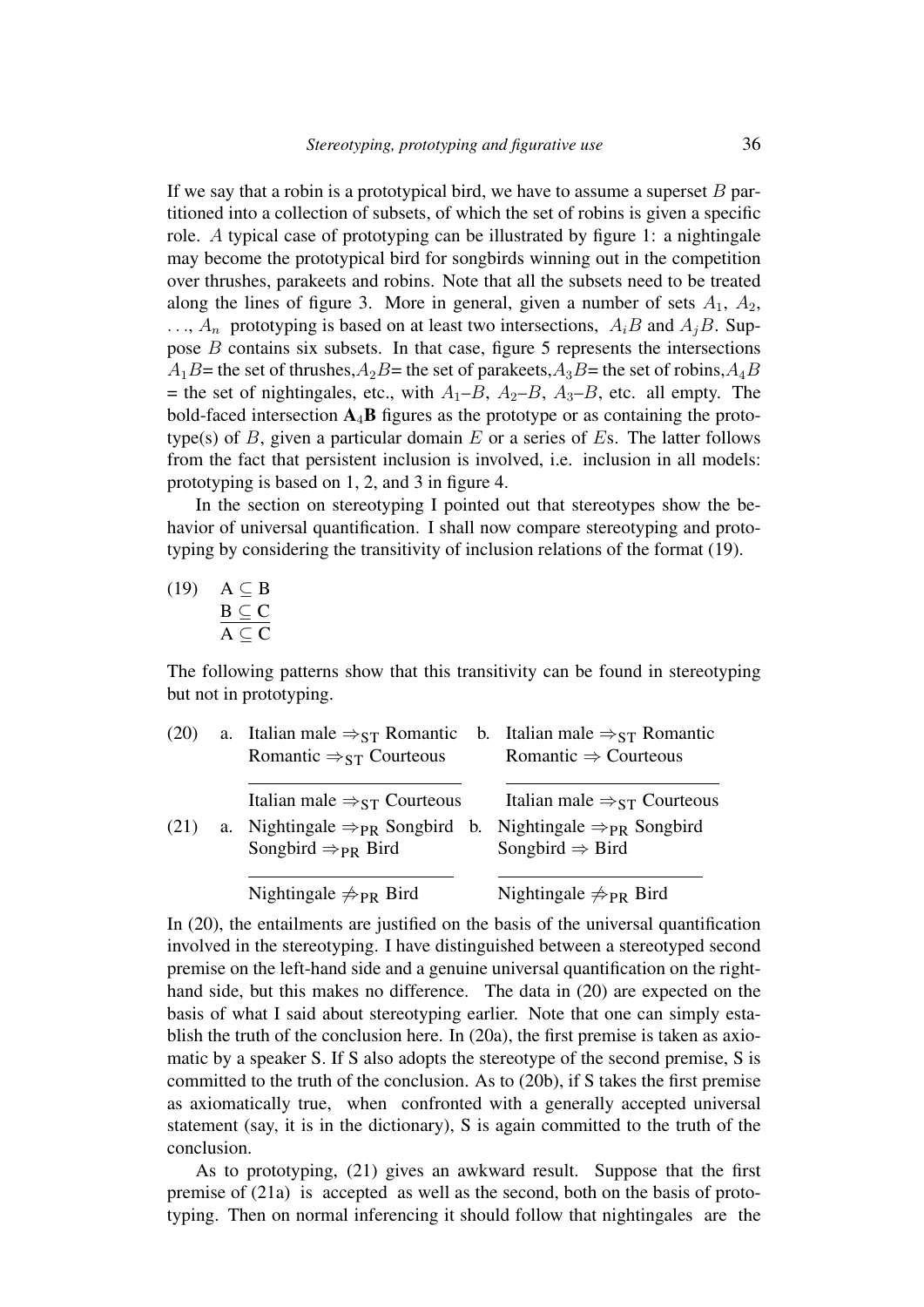If we say that a robin is a prototypical bird, we have to assume a superset $B$ partitioned into a collection of subsets, of which the set of robins is given a specific role. $A$ typical case of prototyping can be illustrated by figure 1: a nightingale may become the prototypical bird for songbirds winning out in the competition over thrushes, parakeets and robins. Note that all the subsets need to be treated along the lines of figure 3. More in general, given a number of sets $A_1$, $A_2$, ..., $A_n$ prototyping is based on at least two intersections, $A_iB$ and $A_jB$. Suppose $B$ contains six subsets. In that case, figure 5 represents the intersections $A_1B$= the set of thrushes,$A_2B$= the set of parakeets,$A_3B$= the set of robins,$A_4B$ = the set of nightingales, etc., with $A_1$–$B$, $A_2$–$B$, $A_3$–$B$, etc. all empty. The bold-faced intersection $\mathbf{A}_4\mathbf{B}$ figures as the prototype or as containing the prototype(s) of $B$, given a particular domain $E$ or a series of $E$s. The latter follows from the fact that persistent inclusion is involved, i.e. inclusion in all models: prototyping is based on 1, 2, and 3 in figure 4.

In the section on stereotyping I pointed out that stereotypes show the behavior of universal quantification. I shall now compare stereotyping and prototyping by considering the transitivity of inclusion relations of the format (19).

(19)
$$\frac{\begin{array}{l}\mathrm{A} \subseteq \mathrm{B} \\ \mathrm{B} \subseteq \mathrm{C}\end{array}}{\mathrm{A} \subseteq \mathrm{C}}$$

The following patterns show that this transitivity can be found in stereotyping but not in prototyping.

(20) a.
$$\frac{\begin{array}{l}\text{Italian male} \Rightarrow_{\text{ST}} \text{Romantic} \\ \text{Romantic} \Rightarrow_{\text{ST}} \text{Courteous}\end{array}}{\text{Italian male} \Rightarrow_{\text{ST}} \text{Courteous}}$$

b.
$$\frac{\begin{array}{l}\text{Italian male} \Rightarrow_{\text{ST}} \text{Romantic} \\ \text{Romantic} \Rightarrow \text{Courteous}\end{array}}{\text{Italian male} \Rightarrow_{\text{ST}} \text{Courteous}}$$

(21) a.
$$\frac{\begin{array}{l}\text{Nightingale} \Rightarrow_{\text{PR}} \text{Songbird} \\ \text{Songbird} \Rightarrow_{\text{PR}} \text{Bird}\end{array}}{\text{Nightingale} \not\Rightarrow_{\text{PR}} \text{Bird}}$$

b.
$$\frac{\begin{array}{l}\text{Nightingale} \Rightarrow_{\text{PR}} \text{Songbird} \\ \text{Songbird} \Rightarrow \text{Bird}\end{array}}{\text{Nightingale} \not\Rightarrow_{\text{PR}} \text{Bird}}$$

In (20), the entailments are justified on the basis of the universal quantification involved in the stereotyping. I have distinguished between a stereotyped second premise on the left-hand side and a genuine universal quantification on the right-hand side, but this makes no difference. The data in (20) are expected on the basis of what I said about stereotyping earlier. Note that one can simply establish the truth of the conclusion here. In (20a), the first premise is taken as axiomatic by a speaker S. If S also adopts the stereotype of the second premise, S is committed to the truth of the conclusion. As to (20b), if S takes the first premise as axiomatically true, when confronted with a generally accepted universal statement (say, it is in the dictionary), S is again committed to the truth of the conclusion.

As to prototyping, (21) gives an awkward result. Suppose that the first premise of (21a) is accepted as well as the second, both on the basis of prototyping. Then on normal inferencing it should follow that nightingales are the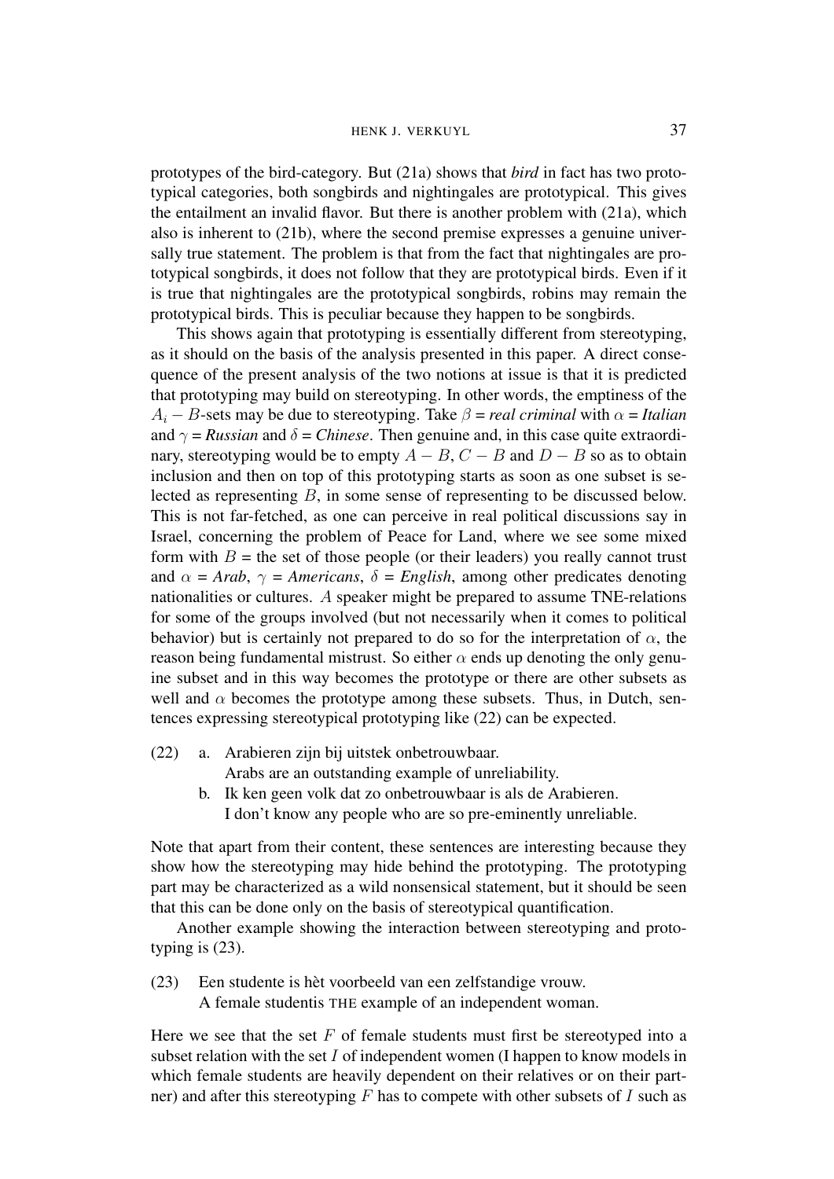prototypes of the bird-category. But (21a) shows that *bird* in fact has two prototypical categories, both songbirds and nightingales are prototypical. This gives the entailment an invalid flavor. But there is another problem with (21a), which also is inherent to (21b), where the second premise expresses a genuine universally true statement. The problem is that from the fact that nightingales are prototypical songbirds, it does not follow that they are prototypical birds. Even if it is true that nightingales are the prototypical songbirds, robins may remain the prototypical birds. This is peculiar because they happen to be songbirds.

This shows again that prototyping is essentially different from stereotyping, as it should on the basis of the analysis presented in this paper. A direct consequence of the present analysis of the two notions at issue is that it is predicted that prototyping may build on stereotyping. In other words, the emptiness of the $A_i - B$-sets may be due to stereotyping. Take $\beta$ = *real criminal* with $\alpha$ = *Italian* and $\gamma$ = *Russian* and $\delta$ = *Chinese*. Then genuine and, in this case quite extraordinary, stereotyping would be to empty $A - B$, $C - B$ and $D - B$ so as to obtain inclusion and then on top of this prototyping starts as soon as one subset is selected as representing $B$, in some sense of representing to be discussed below. This is not far-fetched, as one can perceive in real political discussions say in Israel, concerning the problem of Peace for Land, where we see some mixed form with $B$ = the set of those people (or their leaders) you really cannot trust and $\alpha$ = *Arab*, $\gamma$ = *Americans*, $\delta$ = *English*, among other predicates denoting nationalities or cultures. $A$ speaker might be prepared to assume TNE-relations for some of the groups involved (but not necessarily when it comes to political behavior) but is certainly not prepared to do so for the interpretation of $\alpha$, the reason being fundamental mistrust. So either $\alpha$ ends up denoting the only genuine subset and in this way becomes the prototype or there are other subsets as well and $\alpha$ becomes the prototype among these subsets. Thus, in Dutch, sentences expressing stereotypical prototyping like (22) can be expected.

(22) a. Arabieren zijn bij uitstek onbetrouwbaar.
Arabs are an outstanding example of unreliability.
b. Ik ken geen volk dat zo onbetrouwbaar is als de Arabieren.
I don't know any people who are so pre-eminently unreliable.

Note that apart from their content, these sentences are interesting because they show how the stereotyping may hide behind the prototyping. The prototyping part may be characterized as a wild nonsensical statement, but it should be seen that this can be done only on the basis of stereotypical quantification.

Another example showing the interaction between stereotyping and prototyping is (23).

(23) Een studente is hèt voorbeeld van een zelfstandige vrouw.
A female studentis THE example of an independent woman.

Here we see that the set $F$ of female students must first be stereotyped into a subset relation with the set $I$ of independent women (I happen to know models in which female students are heavily dependent on their relatives or on their partner) and after this stereotyping $F$ has to compete with other subsets of $I$ such as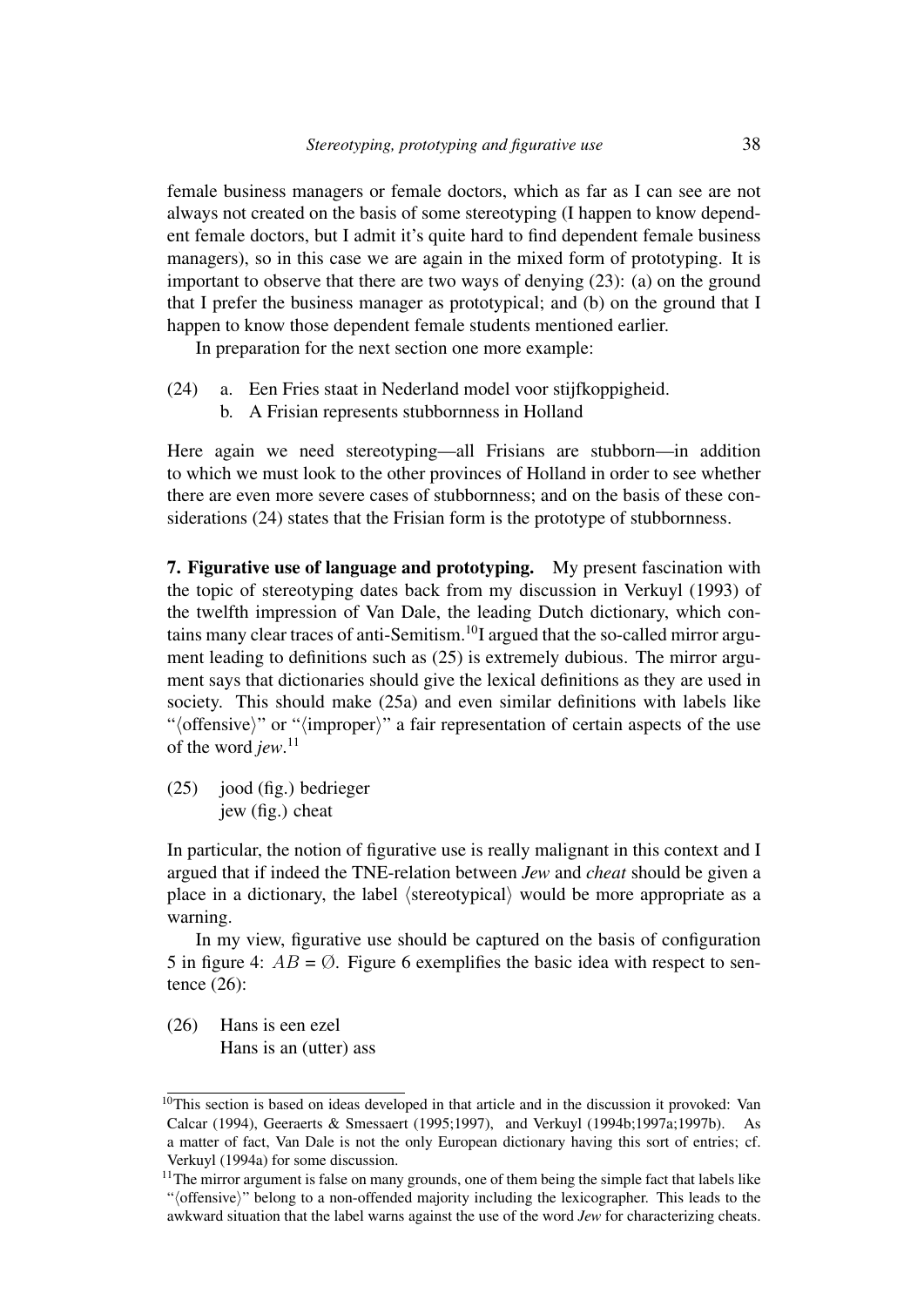female business managers or female doctors, which as far as I can see are not always not created on the basis of some stereotyping (I happen to know dependent female doctors, but I admit it's quite hard to find dependent female business managers), so in this case we are again in the mixed form of prototyping. It is important to observe that there are two ways of denying (23): (a) on the ground that I prefer the business manager as prototypical; and (b) on the ground that I happen to know those dependent female students mentioned earlier.

In preparation for the next section one more example:

(24) a. Een Fries staat in Nederland model voor stijfkoppigheid.
     b. A Frisian represents stubbornness in Holland

Here again we need stereotyping—all Frisians are stubborn—in addition to which we must look to the other provinces of Holland in order to see whether there are even more severe cases of stubbornness; and on the basis of these considerations (24) states that the Frisian form is the prototype of stubbornness.

**7. Figurative use of language and prototyping.** My present fascination with the topic of stereotyping dates back from my discussion in Verkuyl (1993) of the twelfth impression of Van Dale, the leading Dutch dictionary, which contains many clear traces of anti-Semitism.[10] I argued that the so-called mirror argument leading to definitions such as (25) is extremely dubious. The mirror argument says that dictionaries should give the lexical definitions as they are used in society. This should make (25a) and even similar definitions with labels like "⟨offensive⟩" or "⟨improper⟩" a fair representation of certain aspects of the use of the word *jew*.[11]

(25) jood (fig.) bedrieger
     jew (fig.) cheat

In particular, the notion of figurative use is really malignant in this context and I argued that if indeed the TNE-relation between *Jew* and *cheat* should be given a place in a dictionary, the label ⟨stereotypical⟩ would be more appropriate as a warning.

In my view, figurative use should be captured on the basis of configuration 5 in figure 4: $AB = \emptyset$. Figure 6 exemplifies the basic idea with respect to sentence (26):

(26) Hans is een ezel
     Hans is an (utter) ass

---

[10] This section is based on ideas developed in that article and in the discussion it provoked: Van Calcar (1994), Geeraerts & Smessaert (1995;1997), and Verkuyl (1994b;1997a;1997b). As a matter of fact, Van Dale is not the only European dictionary having this sort of entries; cf. Verkuyl (1994a) for some discussion.

[11] The mirror argument is false on many grounds, one of them being the simple fact that labels like "⟨offensive⟩" belong to a non-offended majority including the lexicographer. This leads to the awkward situation that the label warns against the use of the word *Jew* for characterizing cheats.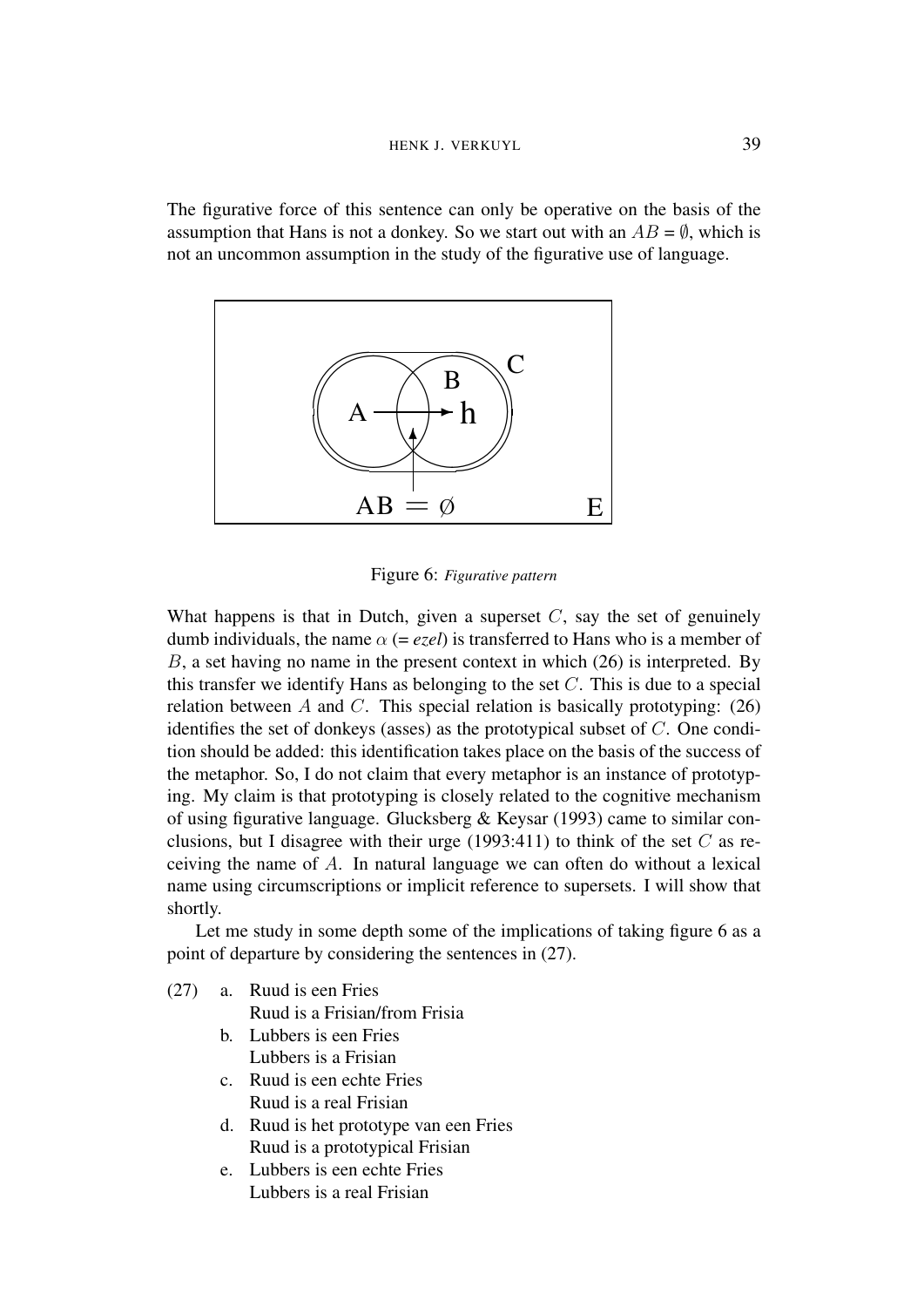The figurative force of this sentence can only be operative on the basis of the assumption that Hans is not a donkey. So we start out with an $AB = \emptyset$, which is not an uncommon assumption in the study of the figurative use of language.

Figure 6: *Figurative pattern*

What happens is that in Dutch, given a superset $C$, say the set of genuinely dumb individuals, the name $\alpha$ (= *ezel*) is transferred to Hans who is a member of $B$, a set having no name in the present context in which (26) is interpreted. By this transfer we identify Hans as belonging to the set $C$. This is due to a special relation between $A$ and $C$. This special relation is basically prototyping: (26) identifies the set of donkeys (asses) as the prototypical subset of $C$. One condition should be added: this identification takes place on the basis of the success of the metaphor. So, I do not claim that every metaphor is an instance of prototyping. My claim is that prototyping is closely related to the cognitive mechanism of using figurative language. Glucksberg & Keysar (1993) came to similar conclusions, but I disagree with their urge (1993:411) to think of the set $C$ as receiving the name of $A$. In natural language we can often do without a lexical name using circumscriptions or implicit reference to supersets. I will show that shortly.

Let me study in some depth some of the implications of taking figure 6 as a point of departure by considering the sentences in (27).

(27)
a. Ruud is een Fries
   Ruud is a Frisian/from Frisia
b. Lubbers is een Fries
   Lubbers is a Frisian
c. Ruud is een echte Fries
   Ruud is a real Frisian
d. Ruud is het prototype van een Fries
   Ruud is a prototypical Frisian
e. Lubbers is een echte Fries
   Lubbers is a real Frisian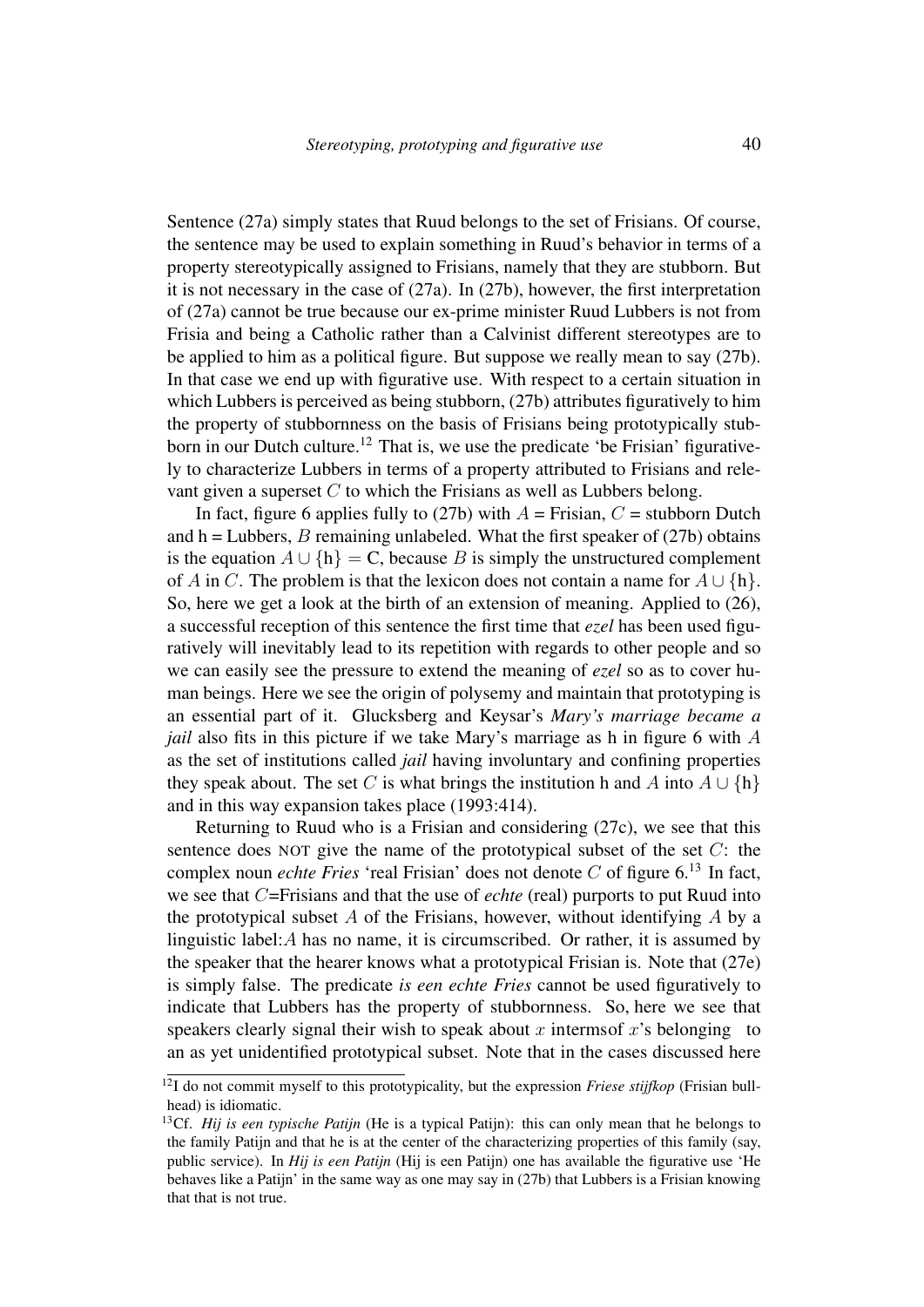Sentence (27a) simply states that Ruud belongs to the set of Frisians. Of course, the sentence may be used to explain something in Ruud's behavior in terms of a property stereotypically assigned to Frisians, namely that they are stubborn. But it is not necessary in the case of (27a). In (27b), however, the first interpretation of (27a) cannot be true because our ex-prime minister Ruud Lubbers is not from Frisia and being a Catholic rather than a Calvinist different stereotypes are to be applied to him as a political figure. But suppose we really mean to say (27b). In that case we end up with figurative use. With respect to a certain situation in which Lubbers is perceived as being stubborn, (27b) attributes figuratively to him the property of stubbornness on the basis of Frisians being prototypically stubborn in our Dutch culture.[12] That is, we use the predicate 'be Frisian' figuratively to characterize Lubbers in terms of a property attributed to Frisians and relevant given a superset $C$ to which the Frisians as well as Lubbers belong.

In fact, figure 6 applies fully to (27b) with $A$ = Frisian, $C$ = stubborn Dutch and h = Lubbers, $B$ remaining unlabeled. What the first speaker of (27b) obtains is the equation $A \cup \{\text{h}\} = \text{C}$, because $B$ is simply the unstructured complement of $A$ in $C$. The problem is that the lexicon does not contain a name for $A \cup \{\text{h}\}$. So, here we get a look at the birth of an extension of meaning. Applied to (26), a successful reception of this sentence the first time that *ezel* has been used figuratively will inevitably lead to its repetition with regards to other people and so we can easily see the pressure to extend the meaning of *ezel* so as to cover human beings. Here we see the origin of polysemy and maintain that prototyping is an essential part of it. Glucksberg and Keysar's *Mary's marriage became a jail* also fits in this picture if we take Mary's marriage as h in figure 6 with $A$ as the set of institutions called *jail* having involuntary and confining properties they speak about. The set $C$ is what brings the institution h and $A$ into $A \cup \{\text{h}\}$ and in this way expansion takes place (1993:414).

Returning to Ruud who is a Frisian and considering (27c), we see that this sentence does NOT give the name of the prototypical subset of the set $C$: the complex noun *echte Fries* 'real Frisian' does not denote $C$ of figure 6.[13] In fact, we see that $C$=Frisians and that the use of *echte* (real) purports to put Ruud into the prototypical subset $A$ of the Frisians, however, without identifying $A$ by a linguistic label:$A$ has no name, it is circumscribed. Or rather, it is assumed by the speaker that the hearer knows what a prototypical Frisian is. Note that (27e) is simply false. The predicate *is een echte Fries* cannot be used figuratively to indicate that Lubbers has the property of stubbornness. So, here we see that speakers clearly signal their wish to speak about $x$ intermsof $x$'s belonging to an as yet unidentified prototypical subset. Note that in the cases discussed here

---

[12] I do not commit myself to this prototypicality, but the expression *Friese stijfkop* (Frisian bullhead) is idiomatic.

[13] Cf. *Hij is een typische Patijn* (He is a typical Patijn): this can only mean that he belongs to the family Patijn and that he is at the center of the characterizing properties of this family (say, public service). In *Hij is een Patijn* (Hij is een Patijn) one has available the figurative use 'He behaves like a Patijn' in the same way as one may say in (27b) that Lubbers is a Frisian knowing that that is not true.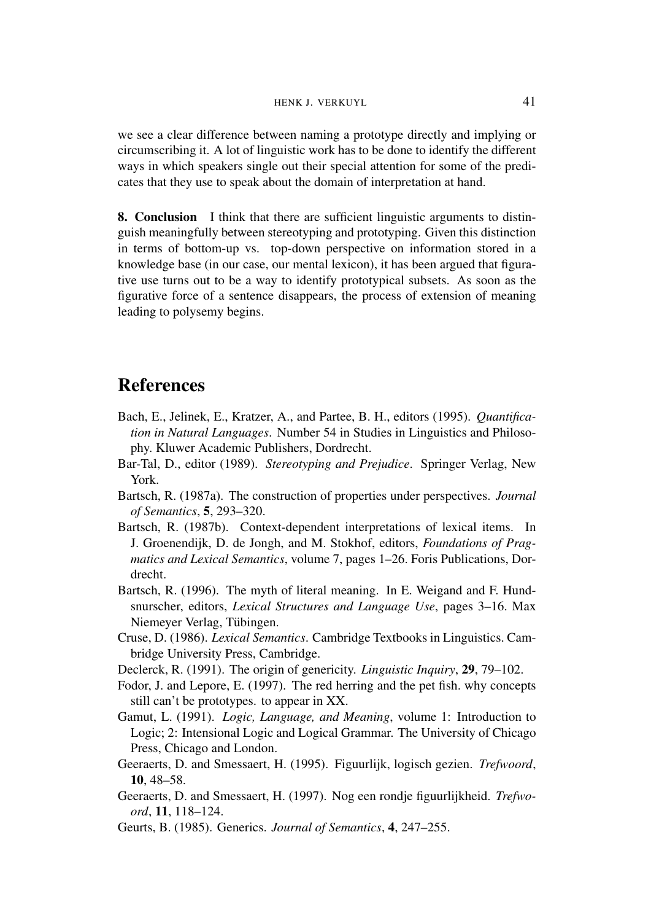we see a clear difference between naming a prototype directly and implying or circumscribing it. A lot of linguistic work has to be done to identify the different ways in which speakers single out their special attention for some of the predicates that they use to speak about the domain of interpretation at hand.

**8. Conclusion** I think that there are sufficient linguistic arguments to distinguish meaningfully between stereotyping and prototyping. Given this distinction in terms of bottom-up vs. top-down perspective on information stored in a knowledge base (in our case, our mental lexicon), it has been argued that figurative use turns out to be a way to identify prototypical subsets. As soon as the figurative force of a sentence disappears, the process of extension of meaning leading to polysemy begins.

# References

Bach, E., Jelinek, E., Kratzer, A., and Partee, B. H., editors (1995). *Quantification in Natural Languages*. Number 54 in Studies in Linguistics and Philosophy. Kluwer Academic Publishers, Dordrecht.

Bar-Tal, D., editor (1989). *Stereotyping and Prejudice*. Springer Verlag, New York.

Bartsch, R. (1987a). The construction of properties under perspectives. *Journal of Semantics*, **5**, 293–320.

Bartsch, R. (1987b). Context-dependent interpretations of lexical items. In J. Groenendijk, D. de Jongh, and M. Stokhof, editors, *Foundations of Pragmatics and Lexical Semantics*, volume 7, pages 1–26. Foris Publications, Dordrecht.

Bartsch, R. (1996). The myth of literal meaning. In E. Weigand and F. Hundsnurscher, editors, *Lexical Structures and Language Use*, pages 3–16. Max Niemeyer Verlag, Tübingen.

Cruse, D. (1986). *Lexical Semantics*. Cambridge Textbooks in Linguistics. Cambridge University Press, Cambridge.

Declerck, R. (1991). The origin of genericity. *Linguistic Inquiry*, **29**, 79–102.

Fodor, J. and Lepore, E. (1997). The red herring and the pet fish. why concepts still can't be prototypes. to appear in XX.

Gamut, L. (1991). *Logic, Language, and Meaning*, volume 1: Introduction to Logic; 2: Intensional Logic and Logical Grammar. The University of Chicago Press, Chicago and London.

Geeraerts, D. and Smessaert, H. (1995). Figuurlijk, logisch gezien. *Trefwoord*, **10**, 48–58.

Geeraerts, D. and Smessaert, H. (1997). Nog een rondje figuurlijkheid. *Trefwoord*, **11**, 118–124.

Geurts, B. (1985). Generics. *Journal of Semantics*, **4**, 247–255.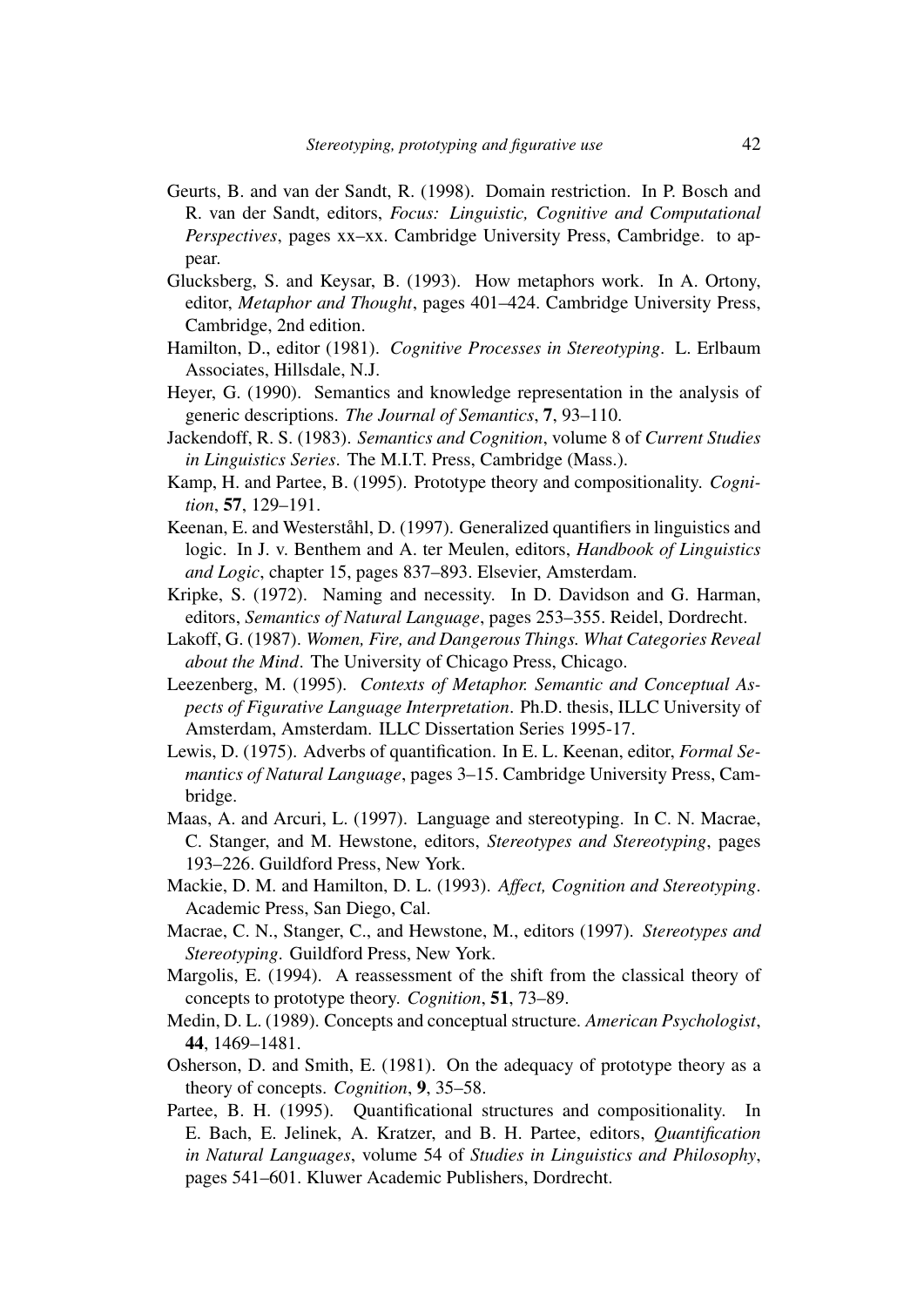Geurts, B. and van der Sandt, R. (1998). Domain restriction. In P. Bosch and R. van der Sandt, editors, *Focus: Linguistic, Cognitive and Computational Perspectives*, pages xx–xx. Cambridge University Press, Cambridge. to appear.

Glucksberg, S. and Keysar, B. (1993). How metaphors work. In A. Ortony, editor, *Metaphor and Thought*, pages 401–424. Cambridge University Press, Cambridge, 2nd edition.

Hamilton, D., editor (1981). *Cognitive Processes in Stereotyping*. L. Erlbaum Associates, Hillsdale, N.J.

Heyer, G. (1990). Semantics and knowledge representation in the analysis of generic descriptions. *The Journal of Semantics*, **7**, 93–110.

Jackendoff, R. S. (1983). *Semantics and Cognition*, volume 8 of *Current Studies in Linguistics Series*. The M.I.T. Press, Cambridge (Mass.).

Kamp, H. and Partee, B. (1995). Prototype theory and compositionality. *Cognition*, **57**, 129–191.

Keenan, E. and Westerståhl, D. (1997). Generalized quantifiers in linguistics and logic. In J. v. Benthem and A. ter Meulen, editors, *Handbook of Linguistics and Logic*, chapter 15, pages 837–893. Elsevier, Amsterdam.

Kripke, S. (1972). Naming and necessity. In D. Davidson and G. Harman, editors, *Semantics of Natural Language*, pages 253–355. Reidel, Dordrecht.

Lakoff, G. (1987). *Women, Fire, and Dangerous Things. What Categories Reveal about the Mind*. The University of Chicago Press, Chicago.

Leezenberg, M. (1995). *Contexts of Metaphor. Semantic and Conceptual Aspects of Figurative Language Interpretation*. Ph.D. thesis, ILLC University of Amsterdam, Amsterdam. ILLC Dissertation Series 1995-17.

Lewis, D. (1975). Adverbs of quantification. In E. L. Keenan, editor, *Formal Semantics of Natural Language*, pages 3–15. Cambridge University Press, Cambridge.

Maas, A. and Arcuri, L. (1997). Language and stereotyping. In C. N. Macrae, C. Stanger, and M. Hewstone, editors, *Stereotypes and Stereotyping*, pages 193–226. Guildford Press, New York.

Mackie, D. M. and Hamilton, D. L. (1993). *Affect, Cognition and Stereotyping*. Academic Press, San Diego, Cal.

Macrae, C. N., Stanger, C., and Hewstone, M., editors (1997). *Stereotypes and Stereotyping*. Guildford Press, New York.

Margolis, E. (1994). A reassessment of the shift from the classical theory of concepts to prototype theory. *Cognition*, **51**, 73–89.

Medin, D. L. (1989). Concepts and conceptual structure. *American Psychologist*, **44**, 1469–1481.

Osherson, D. and Smith, E. (1981). On the adequacy of prototype theory as a theory of concepts. *Cognition*, **9**, 35–58.

Partee, B. H. (1995). Quantificational structures and compositionality. In E. Bach, E. Jelinek, A. Kratzer, and B. H. Partee, editors, *Quantification in Natural Languages*, volume 54 of *Studies in Linguistics and Philosophy*, pages 541–601. Kluwer Academic Publishers, Dordrecht.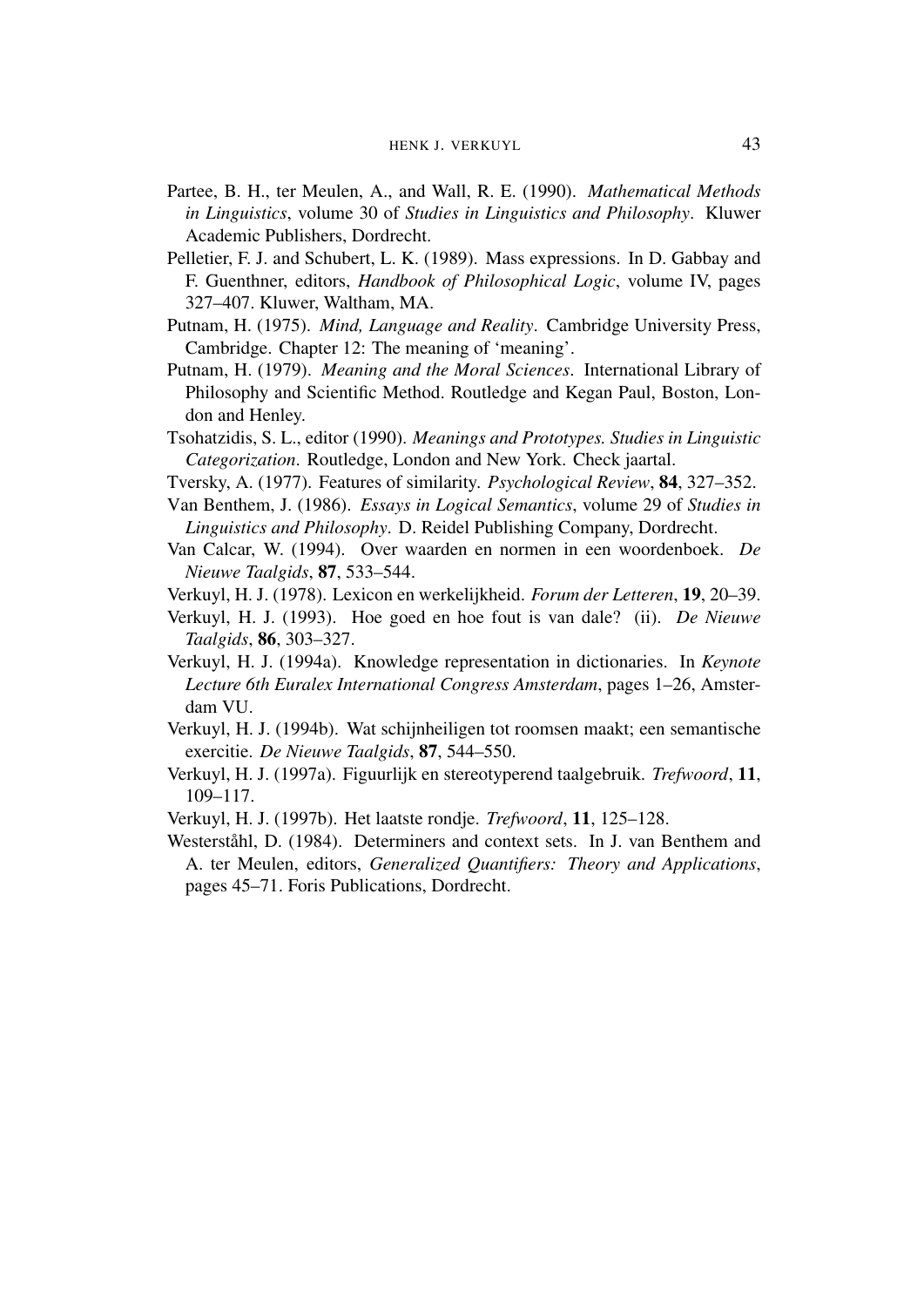Partee, B. H., ter Meulen, A., and Wall, R. E. (1990). *Mathematical Methods in Linguistics*, volume 30 of *Studies in Linguistics and Philosophy*. Kluwer Academic Publishers, Dordrecht.

Pelletier, F. J. and Schubert, L. K. (1989). Mass expressions. In D. Gabbay and F. Guenthner, editors, *Handbook of Philosophical Logic*, volume IV, pages 327–407. Kluwer, Waltham, MA.

Putnam, H. (1975). *Mind, Language and Reality*. Cambridge University Press, Cambridge. Chapter 12: The meaning of 'meaning'.

Putnam, H. (1979). *Meaning and the Moral Sciences*. International Library of Philosophy and Scientific Method. Routledge and Kegan Paul, Boston, London and Henley.

Tsohatzidis, S. L., editor (1990). *Meanings and Prototypes. Studies in Linguistic Categorization*. Routledge, London and New York. Check jaartal.

Tversky, A. (1977). Features of similarity. *Psychological Review*, **84**, 327–352.

Van Benthem, J. (1986). *Essays in Logical Semantics*, volume 29 of *Studies in Linguistics and Philosophy*. D. Reidel Publishing Company, Dordrecht.

Van Calcar, W. (1994). Over waarden en normen in een woordenboek. *De Nieuwe Taalgids*, **87**, 533–544.

Verkuyl, H. J. (1978). Lexicon en werkelijkheid. *Forum der Letteren*, **19**, 20–39.

Verkuyl, H. J. (1993). Hoe goed en hoe fout is van dale? (ii). *De Nieuwe Taalgids*, **86**, 303–327.

Verkuyl, H. J. (1994a). Knowledge representation in dictionaries. In *Keynote Lecture 6th Euralex International Congress Amsterdam*, pages 1–26, Amsterdam VU.

Verkuyl, H. J. (1994b). Wat schijnheiligen tot roomsen maakt; een semantische exercitie. *De Nieuwe Taalgids*, **87**, 544–550.

Verkuyl, H. J. (1997a). Figuurlijk en stereotyperend taalgebruik. *Trefwoord*, **11**, 109–117.

Verkuyl, H. J. (1997b). Het laatste rondje. *Trefwoord*, **11**, 125–128.

Westerståhl, D. (1984). Determiners and context sets. In J. van Benthem and A. ter Meulen, editors, *Generalized Quantifiers: Theory and Applications*, pages 45–71. Foris Publications, Dordrecht.